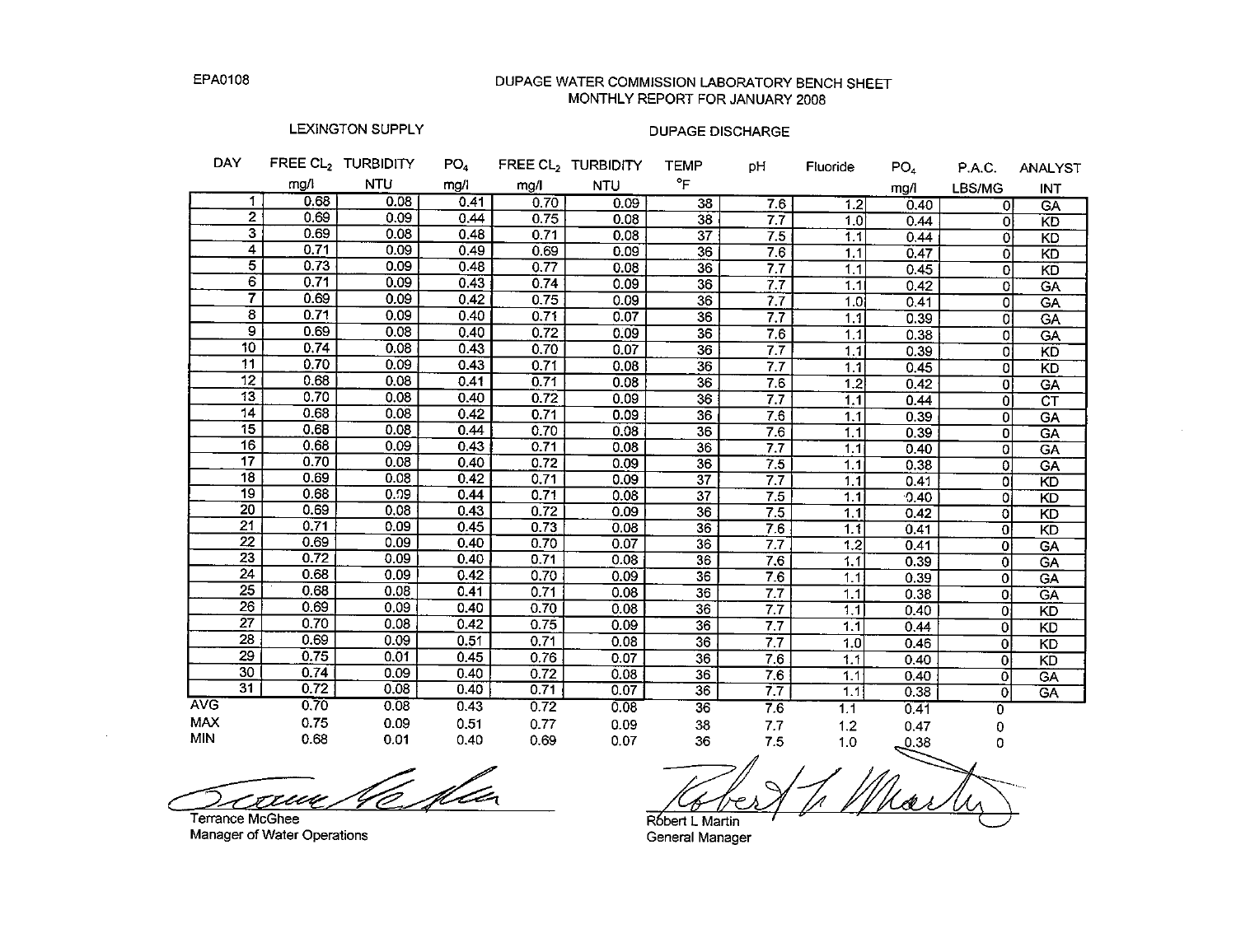EPA0108

# DUPAGE WATER COMMISSION LABORATORY BENCH SHEET
## MONTHLY REPORT FOR JANUARY 2008

| DAY | FREE $CL_2$ | TURBIDITY | $PO_4$ | FREE $CL_2$ | TURBIDITY | TEMP | pH | Fluoride | $PO_4$ | P.A.C. | ANALYST |
|---|---|---|---|---|---|---|---|---|---|---|---|
| | LEXINGTON SUPPLY | | | DUPAGE DISCHARGE | | | | | | | |
| | mg/l | NTU | mg/l | mg/l | NTU | °F | | | mg/l | LBS/MG | INT |
| 1 | 0.68 | 0.08 | 0.41 | 0.70 | 0.09 | 38 | 7.6 | 1.2 | 0.40 | 0 | GA |
| 2 | 0.69 | 0.09 | 0.44 | 0.75 | 0.08 | 38 | 7.7 | 1.0 | 0.44 | 0 | KD |
| 3 | 0.69 | 0.08 | 0.48 | 0.71 | 0.08 | 37 | 7.5 | 1.1 | 0.44 | 0 | KD |
| 4 | 0.71 | 0.09 | 0.49 | 0.69 | 0.09 | 36 | 7.6 | 1.1 | 0.47 | 0 | KD |
| 5 | 0.73 | 0.09 | 0.48 | 0.77 | 0.08 | 36 | 7.7 | 1.1 | 0.45 | 0 | KD |
| 6 | 0.71 | 0.09 | 0.43 | 0.74 | 0.09 | 36 | 7.7 | 1.1 | 0.42 | 0 | GA |
| 7 | 0.69 | 0.09 | 0.42 | 0.75 | 0.09 | 36 | 7.7 | 1.0 | 0.41 | 0 | GA |
| 8 | 0.71 | 0.09 | 0.40 | 0.71 | 0.07 | 36 | 7.7 | 1.1 | 0.39 | 0 | GA |
| 9 | 0.69 | 0.08 | 0.40 | 0.72 | 0.09 | 36 | 7.6 | 1.1 | 0.38 | 0 | GA |
| 10 | 0.74 | 0.08 | 0.43 | 0.70 | 0.07 | 36 | 7.7 | 1.1 | 0.39 | 0 | KD |
| 11 | 0.70 | 0.09 | 0.43 | 0.71 | 0.08 | 36 | 7.7 | 1.1 | 0.45 | 0 | KD |
| 12 | 0.68 | 0.08 | 0.41 | 0.71 | 0.08 | 36 | 7.6 | 1.2 | 0.42 | 0 | GA |
| 13 | 0.70 | 0.08 | 0.40 | 0.72 | 0.09 | 36 | 7.7 | 1.1 | 0.44 | 0 | CT |
| 14 | 0.68 | 0.08 | 0.42 | 0.71 | 0.09 | 36 | 7.6 | 1.1 | 0.39 | 0 | GA |
| 15 | 0.68 | 0.08 | 0.44 | 0.70 | 0.08 | 36 | 7.6 | 1.1 | 0.39 | 0 | GA |
| 16 | 0.68 | 0.09 | 0.43 | 0.71 | 0.08 | 36 | 7.7 | 1.1 | 0.40 | 0 | GA |
| 17 | 0.70 | 0.08 | 0.40 | 0.72 | 0.09 | 36 | 7.5 | 1.1 | 0.38 | 0 | GA |
| 18 | 0.69 | 0.08 | 0.42 | 0.71 | 0.09 | 37 | 7.7 | 1.1 | 0.41 | 0 | KD |
| 19 | 0.68 | 0.09 | 0.44 | 0.71 | 0.08 | 37 | 7.5 | 1.1 | 0.40 | 0 | KD |
| 20 | 0.69 | 0.08 | 0.43 | 0.72 | 0.09 | 36 | 7.5 | 1.1 | 0.42 | 0 | KD |
| 21 | 0.71 | 0.09 | 0.45 | 0.73 | 0.08 | 36 | 7.6 | 1.1 | 0.41 | 0 | KD |
| 22 | 0.69 | 0.09 | 0.40 | 0.70 | 0.07 | 36 | 7.7 | 1.2 | 0.41 | 0 | GA |
| 23 | 0.72 | 0.09 | 0.40 | 0.71 | 0.08 | 36 | 7.6 | 1.1 | 0.39 | 0 | GA |
| 24 | 0.68 | 0.09 | 0.42 | 0.70 | 0.09 | 36 | 7.6 | 1.1 | 0.39 | 0 | GA |
| 25 | 0.68 | 0.08 | 0.41 | 0.71 | 0.08 | 36 | 7.7 | 1.1 | 0.38 | 0 | GA |
| 26 | 0.69 | 0.09 | 0.40 | 0.70 | 0.08 | 36 | 7.7 | 1.1 | 0.40 | 0 | KD |
| 27 | 0.70 | 0.08 | 0.42 | 0.75 | 0.09 | 36 | 7.7 | 1.1 | 0.44 | 0 | KD |
| 28 | 0.69 | 0.09 | 0.51 | 0.71 | 0.08 | 36 | 7.7 | 1.0 | 0.46 | 0 | KD |
| 29 | 0.75 | 0.01 | 0.45 | 0.76 | 0.07 | 36 | 7.6 | 1.1 | 0.40 | 0 | KD |
| 30 | 0.74 | 0.09 | 0.40 | 0.72 | 0.08 | 36 | 7.6 | 1.1 | 0.40 | 0 | GA |
| 31 | 0.72 | 0.08 | 0.40 | 0.71 | 0.07 | 36 | 7.7 | 1.1 | 0.38 | 0 | GA |
| AVG | 0.70 | 0.08 | 0.43 | 0.72 | 0.08 | 36 | 7.6 | 1.1 | 0.41 | 0 | |
| MAX | 0.75 | 0.09 | 0.51 | 0.77 | 0.09 | 38 | 7.7 | 1.2 | 0.47 | 0 | |
| MIN | 0.68 | 0.01 | 0.40 | 0.69 | 0.07 | 36 | 7.5 | 1.0 | 0.38 | 0 | |

Terrance McGhee
Manager of Water Operations

Robert L Martin
General Manager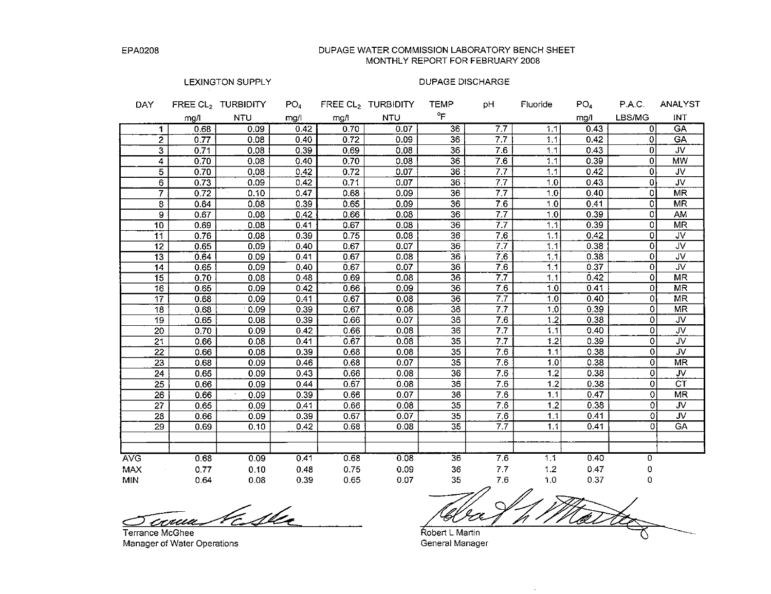EPA0208

# DUPAGE WATER COMMISSION LABORATORY BENCH SHEET
## MONTHLY REPORT FOR FEBRUARY 2008

| DAY | LEXINGTON SUPPLY FREE $CL_2$ mg/l | LEXINGTON SUPPLY TURBIDITY NTU | LEXINGTON SUPPLY $PO_4$ mg/l | DUPAGE DISCHARGE FREE $CL_2$ mg/l | DUPAGE DISCHARGE TURBIDITY NTU | TEMP °F | pH | Fluoride | $PO_4$ mg/l | P.A.C. LBS/MG | ANALYST INT |
|---|---|---|---|---|---|---|---|---|---|---|---|
| 1 | 0.68 | 0.09 | 0.42 | 0.70 | 0.07 | 36 | 7.7 | 1.1 | 0.43 | 0 | GA |
| 2 | 0.77 | 0.08 | 0.40 | 0.72 | 0.09 | 36 | 7.7 | 1.1 | 0.42 | 0 | GA |
| 3 | 0.71 | 0.08 | 0.39 | 0.69 | 0.08 | 36 | 7.6 | 1.1 | 0.43 | 0 | JV |
| 4 | 0.70 | 0.08 | 0.40 | 0.70 | 0.08 | 36 | 7.6 | 1.1 | 0.39 | 0 | MW |
| 5 | 0.70 | 0.08 | 0.42 | 0.72 | 0.07 | 36 | 7.7 | 1.1 | 0.42 | 0 | JV |
| 6 | 0.73 | 0.09 | 0.42 | 0.71 | 0.07 | 36 | 7.7 | 1.0 | 0.43 | 0 | JV |
| 7 | 0.72 | 0.10 | 0.47 | 0.68 | 0.09 | 36 | 7.7 | 1.0 | 0.40 | 0 | MR |
| 8 | 0.64 | 0.08 | 0.39 | 0.65 | 0.09 | 36 | 7.6 | 1.0 | 0.41 | 0 | MR |
| 9 | 0.67 | 0.08 | 0.42 | 0.66 | 0.08 | 36 | 7.7 | 1.0 | 0.39 | 0 | AM |
| 10 | 0.69 | 0.08 | 0.41 | 0.67 | 0.08 | 36 | 7.7 | 1.1 | 0.39 | 0 | MR |
| 11 | 0.76 | 0.08 | 0.39 | 0.75 | 0.08 | 36 | 7.6 | 1.1 | 0.42 | 0 | JV |
| 12 | 0.65 | 0.09 | 0.40 | 0.67 | 0.07 | 36 | 7.7 | 1.1 | 0.38 | 0 | JV |
| 13 | 0.64 | 0.09 | 0.41 | 0.67 | 0.08 | 36 | 7.6 | 1.1 | 0.38 | 0 | JV |
| 14 | 0.65 | 0.09 | 0.40 | 0.67 | 0.07 | 36 | 7.6 | 1.1 | 0.37 | 0 | JV |
| 15 | 0.70 | 0.08 | 0.48 | 0.69 | 0.08 | 36 | 7.7 | 1.1 | 0.42 | 0 | MR |
| 16 | 0.65 | 0.09 | 0.42 | 0.66 | 0.09 | 36 | 7.6 | 1.0 | 0.41 | 0 | MR |
| 17 | 0.68 | 0.09 | 0.41 | 0.67 | 0.08 | 36 | 7.7 | 1.0 | 0.40 | 0 | MR |
| 18 | 0.68 | 0.09 | 0.39 | 0.67 | 0.08 | 36 | 7.7 | 1.0 | 0.39 | 0 | MR |
| 19 | 0.65 | 0.08 | 0.39 | 0.66 | 0.07 | 36 | 7.6 | 1.2 | 0.38 | 0 | JV |
| 20 | 0.70 | 0.09 | 0.42 | 0.66 | 0.08 | 36 | 7.7 | 1.1 | 0.40 | 0 | JV |
| 21 | 0.66 | 0.08 | 0.41 | 0.67 | 0.08 | 35 | 7.7 | 1.2 | 0.39 | 0 | JV |
| 22 | 0.66 | 0.08 | 0.39 | 0.68 | 0.08 | 35 | 7.6 | 1.1 | 0.38 | 0 | JV |
| 23 | 0.68 | 0.09 | 0.46 | 0.68 | 0.07 | 35 | 7.6 | 1.0 | 0.38 | 0 | MR |
| 24 | 0.65 | 0.09 | 0.43 | 0.66 | 0.08 | 36 | 7.6 | 1.2 | 0.38 | 0 | JV |
| 25 | 0.66 | 0.09 | 0.44 | 0.67 | 0.08 | 36 | 7.6 | 1.2 | 0.38 | 0 | CT |
| 26 | 0.66 | 0.09 | 0.39 | 0.66 | 0.07 | 36 | 7.6 | 1.1 | 0.47 | 0 | MR |
| 27 | 0.65 | 0.09 | 0.41 | 0.66 | 0.08 | 35 | 7.6 | 1.2 | 0.38 | 0 | JV |
| 28 | 0.66 | 0.09 | 0.39 | 0.67 | 0.07 | 35 | 7.6 | 1.1 | 0.41 | 0 | JV |
| 29 | 0.69 | 0.10 | 0.42 | 0.68 | 0.08 | 35 | 7.7 | 1.1 | 0.41 | 0 | GA |
| | | | | | | | | | | | |
| | | | | | | | | | | | |
| AVG | 0.68 | 0.09 | 0.41 | 0.68 | 0.08 | 36 | 7.6 | 1.1 | 0.40 | 0 | |
| MAX | 0.77 | 0.10 | 0.48 | 0.75 | 0.09 | 36 | 7.7 | 1.2 | 0.47 | 0 | |
| MIN | 0.64 | 0.08 | 0.39 | 0.65 | 0.07 | 35 | 7.6 | 1.0 | 0.37 | 0 | |

Terrance McGhee
Manager of Water Operations

Robert L Martin
General Manager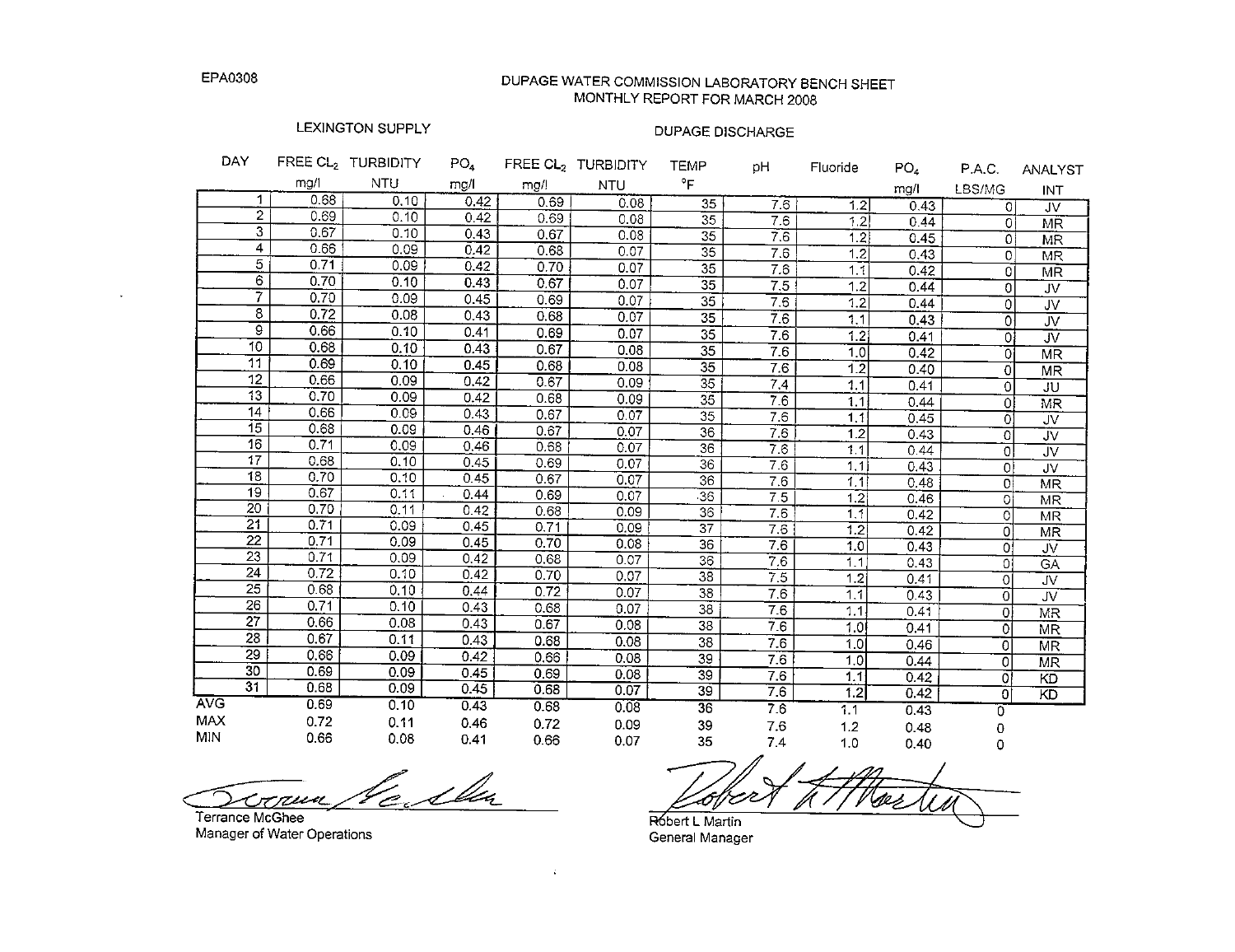EPA0308

# DUPAGE WATER COMMISSION LABORATORY BENCH SHEET
## MONTHLY REPORT FOR MARCH 2008

| | LEXINGTON SUPPLY | | | DUPAGE DISCHARGE | | | | | | | |
|---|---|---|---|---|---|---|---|---|---|---|---|
| DAY | FREE $CL_2$ mg/l | TURBIDITY NTU | $PO_4$ mg/l | FREE $CL_2$ mg/l | TURBIDITY NTU | TEMP °F | pH | Fluoride | $PO_4$ mg/l | P.A.C. LBS/MG | ANALYST INT |
| 1 | 0.68 | 0.10 | 0.42 | 0.69 | 0.08 | 35 | 7.6 | 1.2 | 0.43 | 0 | JV |
| 2 | 0.69 | 0.10 | 0.42 | 0.69 | 0.08 | 35 | 7.6 | 1.2 | 0.44 | 0 | MR |
| 3 | 0.67 | 0.10 | 0.43 | 0.67 | 0.08 | 35 | 7.6 | 1.2 | 0.45 | 0 | MR |
| 4 | 0.66 | 0.09 | 0.42 | 0.68 | 0.07 | 35 | 7.6 | 1.2 | 0.43 | 0 | MR |
| 5 | 0.71 | 0.09 | 0.42 | 0.70 | 0.07 | 35 | 7.6 | 1.1 | 0.42 | 0 | MR |
| 6 | 0.70 | 0.10 | 0.43 | 0.67 | 0.07 | 35 | 7.5 | 1.2 | 0.44 | 0 | JV |
| 7 | 0.70 | 0.09 | 0.45 | 0.69 | 0.07 | 35 | 7.6 | 1.2 | 0.44 | 0 | JV |
| 8 | 0.72 | 0.08 | 0.43 | 0.68 | 0.07 | 35 | 7.6 | 1.1 | 0.43 | 0 | JV |
| 9 | 0.66 | 0.10 | 0.41 | 0.69 | 0.07 | 35 | 7.6 | 1.2 | 0.41 | 0 | JV |
| 10 | 0.68 | 0.10 | 0.43 | 0.67 | 0.08 | 35 | 7.6 | 1.0 | 0.42 | 0 | MR |
| 11 | 0.69 | 0.10 | 0.45 | 0.68 | 0.08 | 35 | 7.6 | 1.2 | 0.40 | 0 | MR |
| 12 | 0.66 | 0.09 | 0.42 | 0.67 | 0.09 | 35 | 7.4 | 1.1 | 0.41 | 0 | JU |
| 13 | 0.70 | 0.09 | 0.42 | 0.68 | 0.09 | 35 | 7.6 | 1.1 | 0.44 | 0 | MR |
| 14 | 0.66 | 0.09 | 0.43 | 0.67 | 0.07 | 35 | 7.6 | 1.1 | 0.45 | 0 | JV |
| 15 | 0.68 | 0.09 | 0.46 | 0.67 | 0.07 | 36 | 7.6 | 1.2 | 0.43 | 0 | JV |
| 16 | 0.71 | 0.09 | 0.46 | 0.68 | 0.07 | 36 | 7.6 | 1.1 | 0.44 | 0 | JV |
| 17 | 0.68 | 0.10 | 0.45 | 0.69 | 0.07 | 36 | 7.6 | 1.1 | 0.43 | 0 | JV |
| 18 | 0.70 | 0.10 | 0.45 | 0.67 | 0.07 | 36 | 7.6 | 1.1 | 0.48 | 0 | MR |
| 19 | 0.67 | 0.11 | 0.44 | 0.69 | 0.07 | 36 | 7.5 | 1.2 | 0.46 | 0 | MR |
| 20 | 0.70 | 0.11 | 0.42 | 0.68 | 0.09 | 36 | 7.6 | 1.1 | 0.42 | 0 | MR |
| 21 | 0.71 | 0.09 | 0.45 | 0.71 | 0.09 | 37 | 7.6 | 1.2 | 0.42 | 0 | MR |
| 22 | 0.71 | 0.09 | 0.45 | 0.70 | 0.08 | 36 | 7.6 | 1.0 | 0.43 | 0 | JV |
| 23 | 0.71 | 0.09 | 0.42 | 0.68 | 0.07 | 36 | 7.6 | 1.1 | 0.43 | 0 | GA |
| 24 | 0.72 | 0.10 | 0.42 | 0.70 | 0.07 | 38 | 7.5 | 1.2 | 0.41 | 0 | JV |
| 25 | 0.68 | 0.10 | 0.44 | 0.72 | 0.07 | 38 | 7.6 | 1.1 | 0.43 | 0 | JV |
| 26 | 0.71 | 0.10 | 0.43 | 0.68 | 0.07 | 38 | 7.6 | 1.1 | 0.41 | 0 | MR |
| 27 | 0.66 | 0.08 | 0.43 | 0.67 | 0.08 | 38 | 7.6 | 1.0 | 0.41 | 0 | MR |
| 28 | 0.67 | 0.11 | 0.43 | 0.68 | 0.08 | 38 | 7.6 | 1.0 | 0.46 | 0 | MR |
| 29 | 0.66 | 0.09 | 0.42 | 0.66 | 0.08 | 39 | 7.6 | 1.0 | 0.44 | 0 | MR |
| 30 | 0.69 | 0.09 | 0.45 | 0.69 | 0.08 | 39 | 7.6 | 1.1 | 0.42 | 0 | KD |
| 31 | 0.68 | 0.09 | 0.45 | 0.68 | 0.07 | 39 | 7.6 | 1.2 | 0.42 | 0 | KD |
| AVG | 0.69 | 0.10 | 0.43 | 0.68 | 0.08 | 36 | 7.6 | 1.1 | 0.43 | 0 | |
| MAX | 0.72 | 0.11 | 0.46 | 0.72 | 0.09 | 39 | 7.6 | 1.2 | 0.48 | 0 | |
| MIN | 0.66 | 0.08 | 0.41 | 0.66 | 0.07 | 35 | 7.4 | 1.0 | 0.40 | 0 | |

Terrance McGhee
Manager of Water Operations

Robert L Martin
General Manager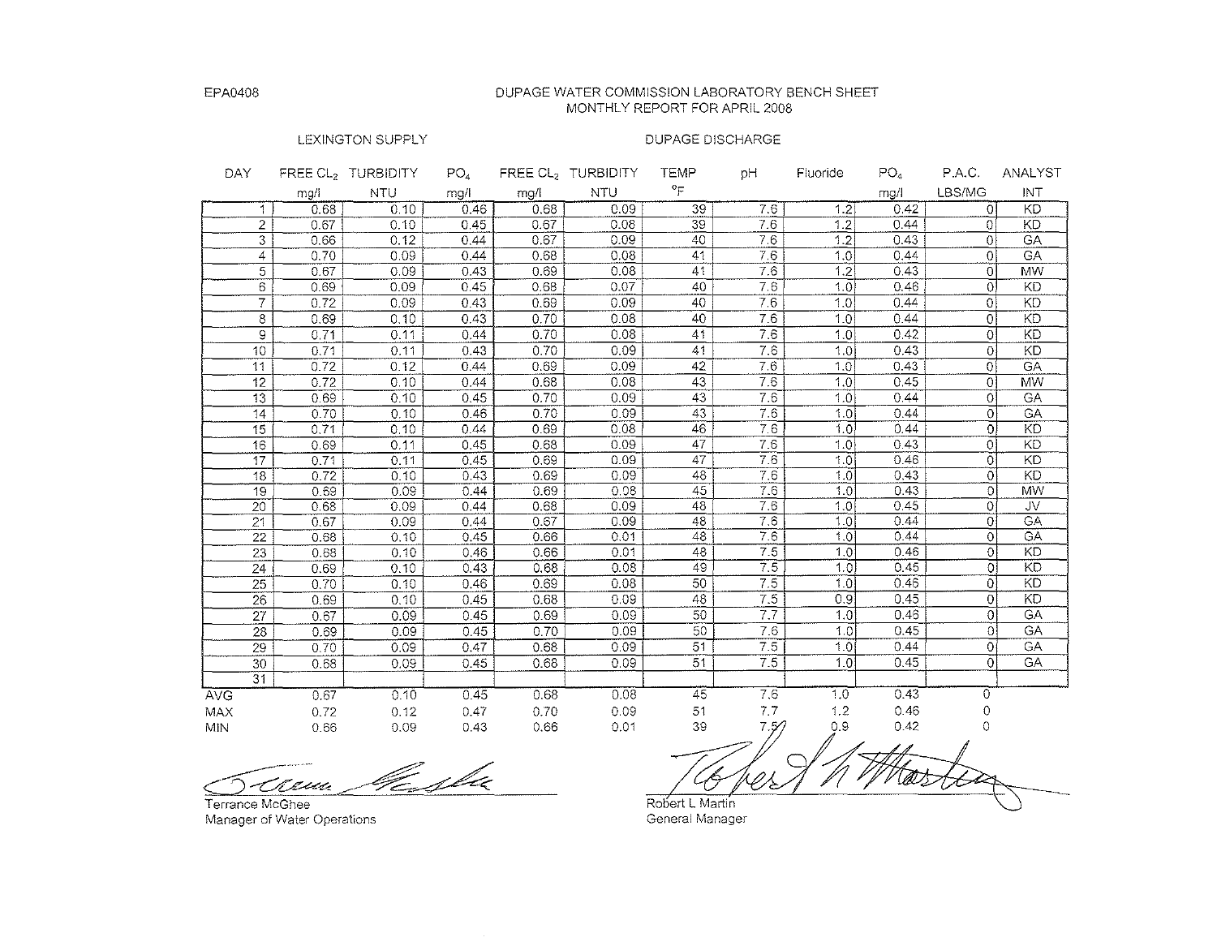EPA0408

# DUPAGE WATER COMMISSION LABORATORY BENCH SHEET
## MONTHLY REPORT FOR APRIL 2008

| DAY | LEXINGTON SUPPLY FREE $CL_2$ mg/l | TURBIDITY NTU | $PO_4$ mg/l | DUPAGE DISCHARGE FREE $CL_2$ mg/l | TURBIDITY NTU | TEMP °F | pH | Fluoride | $PO_4$ mg/l | P.A.C. LBS/MG | ANALYST INT |
|---|---|---|---|---|---|---|---|---|---|---|---|
| 1 | 0.68 | 0.10 | 0.46 | 0.68 | 0.09 | 39 | 7.6 | 1.2 | 0.42 | 0 | KD |
| 2 | 0.67 | 0.10 | 0.45 | 0.67 | 0.08 | 39 | 7.6 | 1.2 | 0.44 | 0 | KD |
| 3 | 0.66 | 0.12 | 0.44 | 0.67 | 0.09 | 40 | 7.6 | 1.2 | 0.43 | 0 | GA |
| 4 | 0.70 | 0.09 | 0.44 | 0.68 | 0.08 | 41 | 7.6 | 1.0 | 0.44 | 0 | GA |
| 5 | 0.67 | 0.09 | 0.43 | 0.69 | 0.08 | 41 | 7.6 | 1.2 | 0.43 | 0 | MW |
| 6 | 0.69 | 0.09 | 0.45 | 0.68 | 0.07 | 40 | 7.6 | 1.0 | 0.46 | 0 | KD |
| 7 | 0.72 | 0.09 | 0.43 | 0.69 | 0.09 | 40 | 7.6 | 1.0 | 0.44 | 0 | KD |
| 8 | 0.69 | 0.10 | 0.43 | 0.70 | 0.08 | 40 | 7.6 | 1.0 | 0.44 | 0 | KD |
| 9 | 0.71 | 0.11 | 0.44 | 0.70 | 0.08 | 41 | 7.6 | 1.0 | 0.42 | 0 | KD |
| 10 | 0.71 | 0.11 | 0.43 | 0.70 | 0.09 | 41 | 7.6 | 1.0 | 0.43 | 0 | KD |
| 11 | 0.72 | 0.12 | 0.44 | 0.69 | 0.09 | 42 | 7.6 | 1.0 | 0.43 | 0 | GA |
| 12 | 0.72 | 0.10 | 0.44 | 0.68 | 0.08 | 43 | 7.6 | 1.0 | 0.45 | 0 | MW |
| 13 | 0.69 | 0.10 | 0.45 | 0.70 | 0.09 | 43 | 7.6 | 1.0 | 0.44 | 0 | GA |
| 14 | 0.70 | 0.10 | 0.46 | 0.70 | 0.09 | 43 | 7.6 | 1.0 | 0.44 | 0 | GA |
| 15 | 0.71 | 0.10 | 0.44 | 0.69 | 0.08 | 46 | 7.6 | 1.0 | 0.44 | 0 | KD |
| 16 | 0.69 | 0.11 | 0.45 | 0.68 | 0.09 | 47 | 7.6 | 1.0 | 0.43 | 0 | KD |
| 17 | 0.71 | 0.11 | 0.45 | 0.69 | 0.09 | 47 | 7.6 | 1.0 | 0.46 | 0 | KD |
| 18 | 0.72 | 0.10 | 0.43 | 0.69 | 0.09 | 46 | 7.6 | 1.0 | 0.43 | 0 | KD |
| 19 | 0.69 | 0.09 | 0.44 | 0.69 | 0.08 | 45 | 7.6 | 1.0 | 0.43 | 0 | MW |
| 20 | 0.68 | 0.09 | 0.44 | 0.68 | 0.09 | 48 | 7.6 | 1.0 | 0.45 | 0 | JV |
| 21 | 0.67 | 0.09 | 0.44 | 0.67 | 0.09 | 48 | 7.6 | 1.0 | 0.44 | 0 | GA |
| 22 | 0.68 | 0.10 | 0.45 | 0.66 | 0.01 | 48 | 7.6 | 1.0 | 0.44 | 0 | GA |
| 23 | 0.68 | 0.10 | 0.46 | 0.66 | 0.01 | 48 | 7.5 | 1.0 | 0.46 | 0 | KD |
| 24 | 0.69 | 0.10 | 0.43 | 0.68 | 0.08 | 49 | 7.5 | 1.0 | 0.45 | 0 | KD |
| 25 | 0.70 | 0.10 | 0.46 | 0.69 | 0.08 | 50 | 7.5 | 1.0 | 0.45 | 0 | KD |
| 26 | 0.69 | 0.10 | 0.45 | 0.68 | 0.09 | 48 | 7.5 | 0.9 | 0.45 | 0 | KD |
| 27 | 0.67 | 0.09 | 0.45 | 0.69 | 0.09 | 50 | 7.7 | 1.0 | 0.46 | 0 | GA |
| 28 | 0.69 | 0.09 | 0.45 | 0.70 | 0.09 | 50 | 7.6 | 1.0 | 0.45 | 0 | GA |
| 29 | 0.70 | 0.09 | 0.47 | 0.68 | 0.09 | 51 | 7.5 | 1.0 | 0.44 | 0 | GA |
| 30 | 0.68 | 0.09 | 0.45 | 0.68 | 0.09 | 51 | 7.5 | 1.0 | 0.45 | 0 | GA |
| 31 | | | | | | | | | | | |
| AVG | 0.67 | 0.10 | 0.45 | 0.68 | 0.08 | 45 | 7.6 | 1.0 | 0.43 | 0 | |
| MAX | 0.72 | 0.12 | 0.47 | 0.70 | 0.09 | 51 | 7.7 | 1.2 | 0.46 | 0 | |
| MIN | 0.66 | 0.09 | 0.43 | 0.66 | 0.01 | 39 | 7.5 | 0.9 | 0.42 | 0 | |

Terrance McGhee
Manager of Water Operations

Robert L Martin
General Manager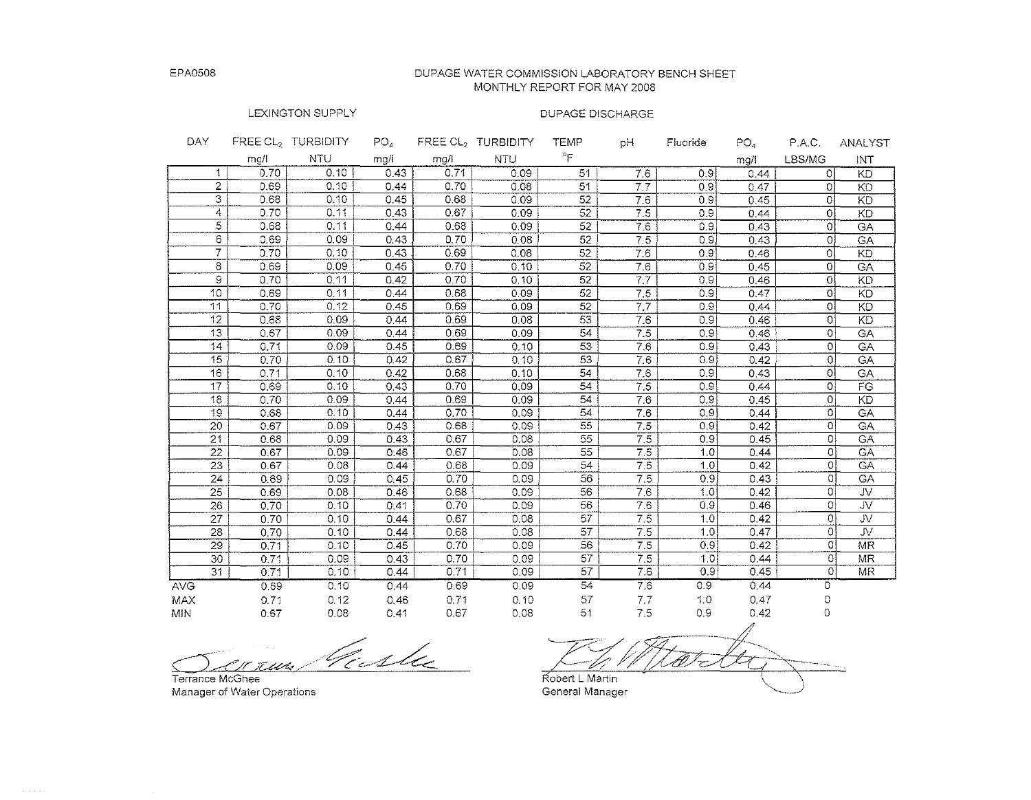EPA0508

# DUPAGE WATER COMMISSION LABORATORY BENCH SHEET
## MONTHLY REPORT FOR MAY 2008

| | LEXINGTON SUPPLY | | | DUPAGE DISCHARGE | | | | | | | |
|---|---|---|---|---|---|---|---|---|---|---|---|
| DAY | FREE $CL_2$ mg/l | TURBIDITY NTU | $PO_4$ mg/l | FREE $CL_2$ mg/l | TURBIDITY NTU | TEMP °F | pH | Fluoride | $PO_4$ mg/l | P.A.C. LBS/MG | ANALYST INT |
| 1 | 0.70 | 0.10 | 0.43 | 0.71 | 0.09 | 51 | 7.6 | 0.9 | 0.44 | 0 | KD |
| 2 | 0.69 | 0.10 | 0.44 | 0.70 | 0.08 | 51 | 7.7 | 0.9 | 0.47 | 0 | KD |
| 3 | 0.68 | 0.10 | 0.45 | 0.68 | 0.09 | 52 | 7.6 | 0.9 | 0.45 | 0 | KD |
| 4 | 0.70 | 0.11 | 0.43 | 0.67 | 0.09 | 52 | 7.5 | 0.9 | 0.44 | 0 | KD |
| 5 | 0.68 | 0.11 | 0.44 | 0.68 | 0.09 | 52 | 7.6 | 0.9 | 0.43 | 0 | GA |
| 6 | 0.69 | 0.09 | 0.43 | 0.70 | 0.08 | 52 | 7.5 | 0.9 | 0.43 | 0 | GA |
| 7 | 0.70 | 0.10 | 0.43 | 0.69 | 0.08 | 52 | 7.6 | 0.9 | 0.46 | 0 | KD |
| 8 | 0.69 | 0.09 | 0.45 | 0.70 | 0.10 | 52 | 7.6 | 0.9 | 0.45 | 0 | GA |
| 9 | 0.70 | 0.11 | 0.42 | 0.70 | 0.10 | 52 | 7.7 | 0.9 | 0.46 | 0 | KD |
| 10 | 0.69 | 0.11 | 0.44 | 0.68 | 0.09 | 52 | 7.5 | 0.9 | 0.47 | 0 | KD |
| 11 | 0.70 | 0.12 | 0.45 | 0.69 | 0.09 | 52 | 7.7 | 0.9 | 0.44 | 0 | KD |
| 12 | 0.68 | 0.09 | 0.44 | 0.69 | 0.08 | 53 | 7.6 | 0.9 | 0.46 | 0 | KD |
| 13 | 0.67 | 0.09 | 0.44 | 0.69 | 0.09 | 54 | 7.5 | 0.9 | 0.46 | 0 | GA |
| 14 | 0.71 | 0.09 | 0.45 | 0.69 | 0.10 | 53 | 7.6 | 0.9 | 0.43 | 0 | GA |
| 15 | 0.70 | 0.10 | 0.42 | 0.67 | 0.10 | 53 | 7.6 | 0.9 | 0.42 | 0 | GA |
| 16 | 0.71 | 0.10 | 0.42 | 0.68 | 0.10 | 54 | 7.6 | 0.9 | 0.43 | 0 | GA |
| 17 | 0.69 | 0.10 | 0.43 | 0.70 | 0.09 | 54 | 7.5 | 0.9 | 0.44 | 0 | FG |
| 18 | 0.70 | 0.09 | 0.44 | 0.69 | 0.09 | 54 | 7.6 | 0.9 | 0.45 | 0 | KD |
| 19 | 0.68 | 0.10 | 0.44 | 0.70 | 0.09 | 54 | 7.6 | 0.9 | 0.44 | 0 | GA |
| 20 | 0.67 | 0.09 | 0.43 | 0.68 | 0.09 | 55 | 7.5 | 0.9 | 0.42 | 0 | GA |
| 21 | 0.68 | 0.09 | 0.43 | 0.67 | 0.08 | 55 | 7.5 | 0.9 | 0.45 | 0 | GA |
| 22 | 0.67 | 0.09 | 0.46 | 0.67 | 0.08 | 55 | 7.5 | 1.0 | 0.44 | 0 | GA |
| 23 | 0.67 | 0.08 | 0.44 | 0.68 | 0.09 | 54 | 7.5 | 1.0 | 0.42 | 0 | GA |
| 24 | 0.69 | 0.09 | 0.45 | 0.70 | 0.09 | 56 | 7.5 | 0.9 | 0.43 | 0 | GA |
| 25 | 0.69 | 0.08 | 0.46 | 0.68 | 0.09 | 56 | 7.6 | 1.0 | 0.42 | 0 | JV |
| 26 | 0.70 | 0.10 | 0.41 | 0.70 | 0.09 | 56 | 7.6 | 0.9 | 0.46 | 0 | JV |
| 27 | 0.70 | 0.10 | 0.44 | 0.67 | 0.08 | 57 | 7.5 | 1.0 | 0.42 | 0 | JV |
| 28 | 0.70 | 0.10 | 0.44 | 0.68 | 0.08 | 57 | 7.5 | 1.0 | 0.47 | 0 | JV |
| 29 | 0.71 | 0.10 | 0.45 | 0.70 | 0.09 | 56 | 7.5 | 0.9 | 0.42 | 0 | MR |
| 30 | 0.71 | 0.09 | 0.43 | 0.70 | 0.09 | 57 | 7.5 | 1.0 | 0.44 | 0 | MR |
| 31 | 0.71 | 0.10 | 0.44 | 0.71 | 0.09 | 57 | 7.6 | 0.9 | 0.45 | 0 | MR |
| AVG | 0.69 | 0.10 | 0.44 | 0.69 | 0.09 | 54 | 7.6 | 0.9 | 0.44 | 0 | |
| MAX | 0.71 | 0.12 | 0.46 | 0.71 | 0.10 | 57 | 7.7 | 1.0 | 0.47 | 0 | |
| MIN | 0.67 | 0.08 | 0.41 | 0.67 | 0.08 | 51 | 7.5 | 0.9 | 0.42 | 0 | |

Terrance McGhee
Manager of Water Operations

Robert L Martin
General Manager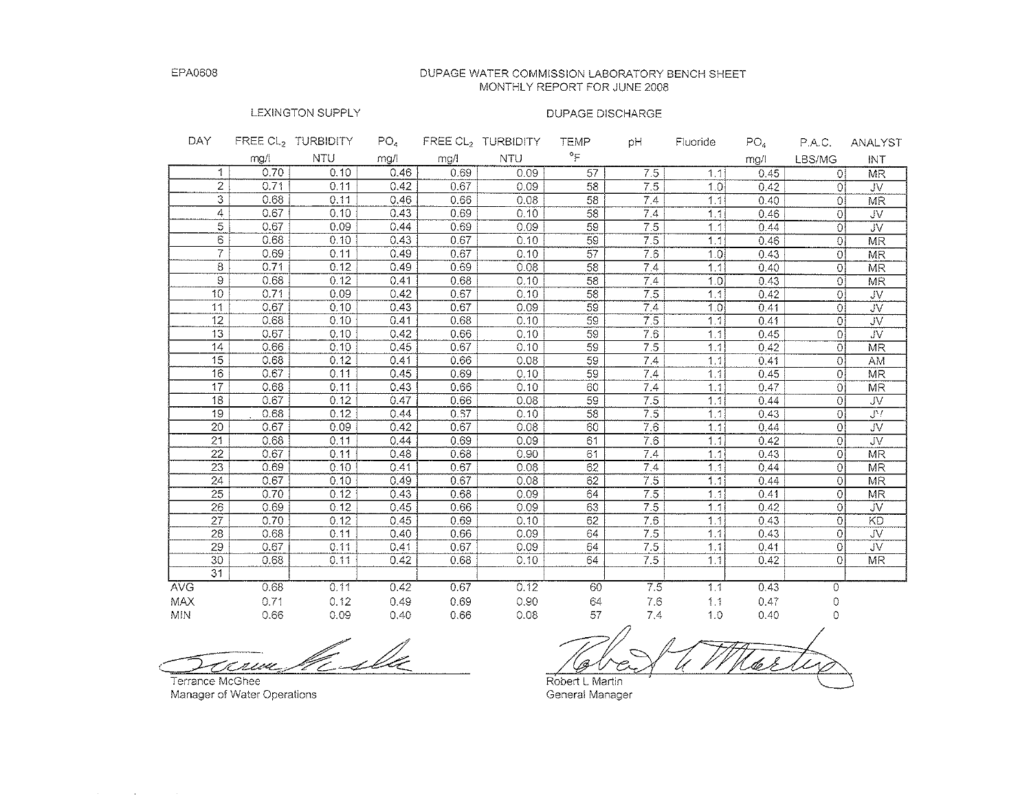EPA0608

# DUPAGE WATER COMMISSION LABORATORY BENCH SHEET
## MONTHLY REPORT FOR JUNE 2008

| DAY | LEXINGTON SUPPLY FREE $CL_2$ mg/l | TURBIDITY NTU | $PO_4$ mg/l | DUPAGE DISCHARGE FREE $CL_2$ mg/l | TURBIDITY NTU | TEMP °F | pH | Fluoride | $PO_4$ mg/l | P.A.C. LBS/MG | ANALYST INT |
|---|---|---|---|---|---|---|---|---|---|---|---|
| 1 | 0.70 | 0.10 | 0.46 | 0.69 | 0.09 | 57 | 7.5 | 1.1 | 0.45 | 0 | MR |
| 2 | 0.71 | 0.11 | 0.42 | 0.67 | 0.09 | 58 | 7.5 | 1.0 | 0.42 | 0 | JV |
| 3 | 0.68 | 0.11 | 0.46 | 0.66 | 0.08 | 58 | 7.4 | 1.1 | 0.40 | 0 | MR |
| 4 | 0.67 | 0.10 | 0.43 | 0.69 | 0.10 | 58 | 7.4 | 1.1 | 0.46 | 0 | JV |
| 5 | 0.67 | 0.09 | 0.44 | 0.69 | 0.09 | 59 | 7.5 | 1.1 | 0.44 | 0 | JV |
| 6 | 0.68 | 0.10 | 0.43 | 0.67 | 0.10 | 59 | 7.5 | 1.1 | 0.46 | 0 | MR |
| 7 | 0.69 | 0.11 | 0.49 | 0.67 | 0.10 | 57 | 7.6 | 1.0 | 0.43 | 0 | MR |
| 8 | 0.71 | 0.12 | 0.49 | 0.69 | 0.08 | 58 | 7.4 | 1.1 | 0.40 | 0 | MR |
| 9 | 0.68 | 0.12 | 0.41 | 0.68 | 0.10 | 58 | 7.4 | 1.0 | 0.43 | 0 | MR |
| 10 | 0.71 | 0.09 | 0.42 | 0.67 | 0.10 | 58 | 7.5 | 1.1 | 0.42 | 0 | JV |
| 11 | 0.67 | 0.10 | 0.43 | 0.67 | 0.09 | 59 | 7.4 | 1.0 | 0.41 | 0 | JV |
| 12 | 0.68 | 0.10 | 0.41 | 0.68 | 0.10 | 59 | 7.5 | 1.1 | 0.41 | 0 | JV |
| 13 | 0.67 | 0.10 | 0.42 | 0.66 | 0.10 | 59 | 7.6 | 1.1 | 0.45 | 0 | JV |
| 14 | 0.66 | 0.10 | 0.45 | 0.67 | 0.10 | 59 | 7.5 | 1.1 | 0.42 | 0 | MR |
| 15 | 0.68 | 0.12 | 0.41 | 0.66 | 0.08 | 59 | 7.4 | 1.1 | 0.41 | 0 | AM |
| 16 | 0.67 | 0.11 | 0.45 | 0.69 | 0.10 | 59 | 7.4 | 1.1 | 0.45 | 0 | MR |
| 17 | 0.68 | 0.11 | 0.43 | 0.66 | 0.10 | 60 | 7.4 | 1.1 | 0.47 | 0 | MR |
| 18 | 0.67 | 0.12 | 0.47 | 0.66 | 0.08 | 59 | 7.5 | 1.1 | 0.44 | 0 | JV |
| 19 | 0.68 | 0.12 | 0.44 | 0.67 | 0.10 | 58 | 7.5 | 1.1 | 0.43 | 0 | JV |
| 20 | 0.67 | 0.09 | 0.42 | 0.67 | 0.08 | 60 | 7.6 | 1.1 | 0.44 | 0 | JV |
| 21 | 0.68 | 0.11 | 0.44 | 0.69 | 0.09 | 61 | 7.6 | 1.1 | 0.42 | 0 | JV |
| 22 | 0.67 | 0.11 | 0.48 | 0.68 | 0.90 | 61 | 7.4 | 1.1 | 0.43 | 0 | MR |
| 23 | 0.69 | 0.10 | 0.41 | 0.67 | 0.08 | 62 | 7.4 | 1.1 | 0.44 | 0 | MR |
| 24 | 0.67 | 0.10 | 0.49 | 0.67 | 0.08 | 62 | 7.5 | 1.1 | 0.44 | 0 | MR |
| 25 | 0.70 | 0.12 | 0.43 | 0.68 | 0.09 | 64 | 7.5 | 1.1 | 0.41 | 0 | MR |
| 26 | 0.69 | 0.12 | 0.45 | 0.66 | 0.09 | 63 | 7.5 | 1.1 | 0.42 | 0 | JV |
| 27 | 0.70 | 0.12 | 0.45 | 0.69 | 0.10 | 62 | 7.6 | 1.1 | 0.43 | 0 | KD |
| 28 | 0.68 | 0.11 | 0.40 | 0.66 | 0.09 | 64 | 7.5 | 1.1 | 0.43 | 0 | JV |
| 29 | 0.67 | 0.11 | 0.41 | 0.67 | 0.09 | 64 | 7.5 | 1.1 | 0.41 | 0 | JV |
| 30 | 0.68 | 0.11 | 0.42 | 0.68 | 0.10 | 64 | 7.5 | 1.1 | 0.42 | 0 | MR |
| 31 | | | | | | | | | | | |
| AVG | 0.68 | 0.11 | 0.42 | 0.67 | 0.12 | 60 | 7.5 | 1.1 | 0.43 | 0 | |
| MAX | 0.71 | 0.12 | 0.49 | 0.69 | 0.90 | 64 | 7.6 | 1.1 | 0.47 | 0 | |
| MIN | 0.66 | 0.09 | 0.40 | 0.66 | 0.08 | 57 | 7.4 | 1.0 | 0.40 | 0 | |

Terrance McGhee
Manager of Water Operations

Robert L Martin
General Manager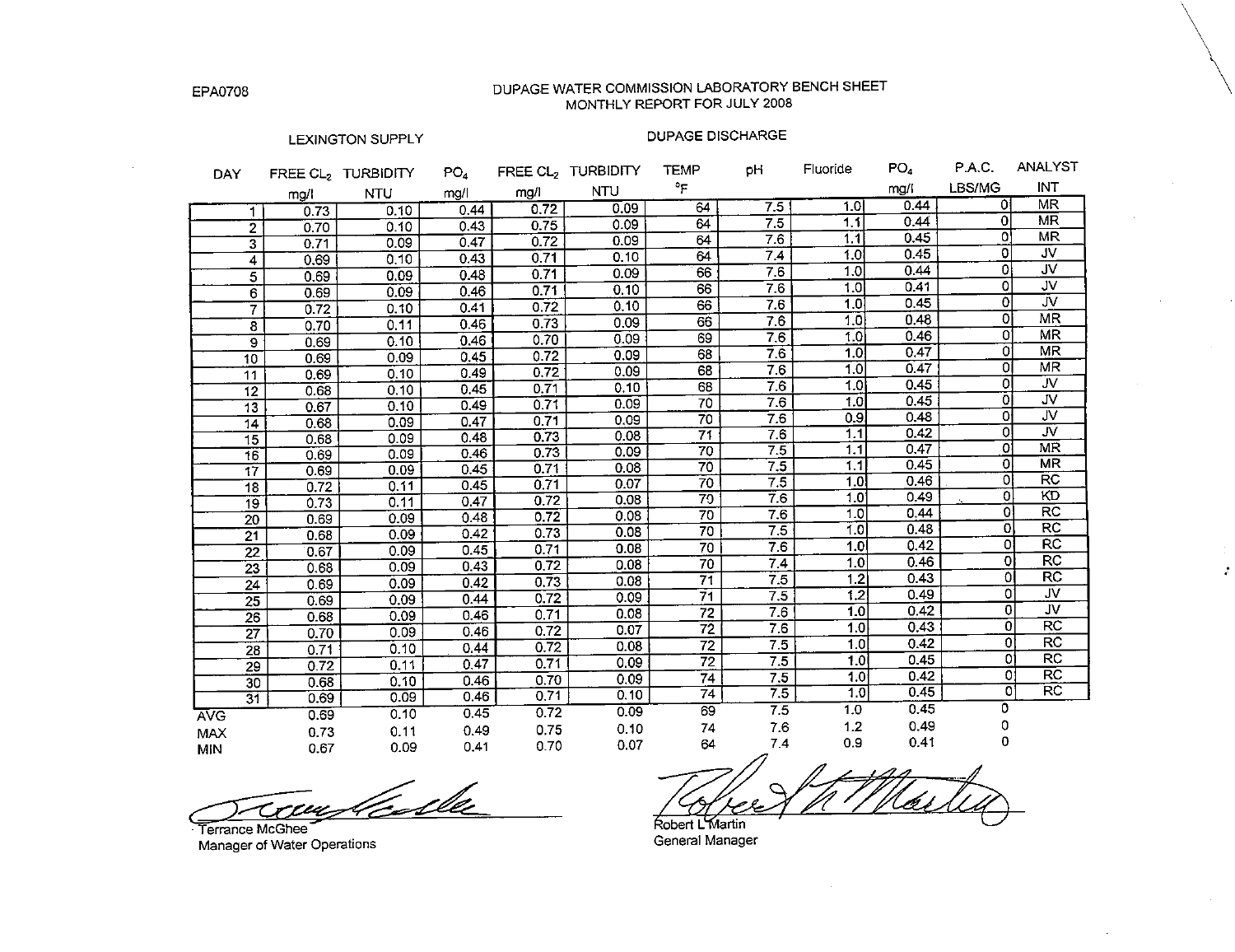EPA0708

# DUPAGE WATER COMMISSION LABORATORY BENCH SHEET
## MONTHLY REPORT FOR JULY 2008

| | LEXINGTON SUPPLY | | | DUPAGE DISCHARGE | | | | | | | |
|---|---|---|---|---|---|---|---|---|---|---|---|
| DAY | FREE $CL_2$ mg/l | TURBIDITY NTU | $PO_4$ mg/l | FREE $CL_2$ mg/l | TURBIDITY NTU | TEMP °F | pH | Fluoride | $PO_4$ mg/l | P.A.C. LBS/MG | ANALYST INT |
| 1 | 0.73 | 0.10 | 0.44 | 0.72 | 0.09 | 64 | 7.5 | 1.0 | 0.44 | 0 | MR |
| 2 | 0.70 | 0.10 | 0.43 | 0.75 | 0.09 | 64 | 7.5 | 1.1 | 0.44 | 0 | MR |
| 3 | 0.71 | 0.09 | 0.47 | 0.72 | 0.09 | 64 | 7.6 | 1.1 | 0.45 | 0 | MR |
| 4 | 0.69 | 0.10 | 0.43 | 0.71 | 0.10 | 64 | 7.4 | 1.0 | 0.45 | 0 | JV |
| 5 | 0.69 | 0.09 | 0.48 | 0.71 | 0.09 | 66 | 7.6 | 1.0 | 0.44 | 0 | JV |
| 6 | 0.69 | 0.09 | 0.46 | 0.71 | 0.10 | 66 | 7.6 | 1.0 | 0.41 | 0 | JV |
| 7 | 0.72 | 0.10 | 0.41 | 0.72 | 0.10 | 66 | 7.6 | 1.0 | 0.45 | 0 | JV |
| 8 | 0.70 | 0.11 | 0.46 | 0.73 | 0.09 | 66 | 7.6 | 1.0 | 0.48 | 0 | MR |
| 9 | 0.69 | 0.10 | 0.46 | 0.70 | 0.09 | 69 | 7.6 | 1.0 | 0.46 | 0 | MR |
| 10 | 0.69 | 0.09 | 0.45 | 0.72 | 0.09 | 68 | 7.6 | 1.0 | 0.47 | 0 | MR |
| 11 | 0.69 | 0.10 | 0.49 | 0.72 | 0.09 | 68 | 7.6 | 1.0 | 0.47 | 0 | MR |
| 12 | 0.68 | 0.10 | 0.45 | 0.71 | 0.10 | 68 | 7.6 | 1.0 | 0.45 | 0 | JV |
| 13 | 0.67 | 0.10 | 0.49 | 0.71 | 0.09 | 70 | 7.6 | 1.0 | 0.45 | 0 | JV |
| 14 | 0.68 | 0.09 | 0.47 | 0.71 | 0.09 | 70 | 7.6 | 0.9 | 0.48 | 0 | JV |
| 15 | 0.68 | 0.09 | 0.48 | 0.73 | 0.08 | 71 | 7.6 | 1.1 | 0.42 | 0 | JV |
| 16 | 0.69 | 0.09 | 0.46 | 0.73 | 0.09 | 70 | 7.5 | 1.1 | 0.47 | 0 | MR |
| 17 | 0.69 | 0.09 | 0.45 | 0.71 | 0.08 | 70 | 7.5 | 1.1 | 0.45 | 0 | MR |
| 18 | 0.72 | 0.11 | 0.45 | 0.71 | 0.07 | 70 | 7.5 | 1.0 | 0.46 | 0 | RC |
| 19 | 0.73 | 0.11 | 0.47 | 0.72 | 0.08 | 70 | 7.6 | 1.0 | 0.49 | 0 | KD |
| 20 | 0.69 | 0.09 | 0.48 | 0.72 | 0.08 | 70 | 7.6 | 1.0 | 0.44 | 0 | RC |
| 21 | 0.68 | 0.09 | 0.42 | 0.73 | 0.08 | 70 | 7.5 | 1.0 | 0.48 | 0 | RC |
| 22 | 0.67 | 0.09 | 0.45 | 0.71 | 0.08 | 70 | 7.6 | 1.0 | 0.42 | 0 | RC |
| 23 | 0.68 | 0.09 | 0.43 | 0.72 | 0.08 | 70 | 7.4 | 1.0 | 0.46 | 0 | RC |
| 24 | 0.69 | 0.09 | 0.42 | 0.73 | 0.08 | 71 | 7.5 | 1.2 | 0.43 | 0 | RC |
| 25 | 0.69 | 0.09 | 0.44 | 0.72 | 0.09 | 71 | 7.5 | 1.2 | 0.49 | 0 | JV |
| 26 | 0.68 | 0.09 | 0.46 | 0.71 | 0.08 | 72 | 7.6 | 1.0 | 0.42 | 0 | JV |
| 27 | 0.70 | 0.09 | 0.46 | 0.72 | 0.07 | 72 | 7.6 | 1.0 | 0.43 | 0 | RC |
| 28 | 0.71 | 0.10 | 0.44 | 0.72 | 0.08 | 72 | 7.5 | 1.0 | 0.42 | 0 | RC |
| 29 | 0.72 | 0.11 | 0.47 | 0.71 | 0.09 | 72 | 7.5 | 1.0 | 0.45 | 0 | RC |
| 30 | 0.68 | 0.10 | 0.46 | 0.70 | 0.09 | 74 | 7.5 | 1.0 | 0.42 | 0 | RC |
| 31 | 0.69 | 0.09 | 0.46 | 0.71 | 0.10 | 74 | 7.5 | 1.0 | 0.45 | 0 | RC |
| AVG | 0.69 | 0.10 | 0.45 | 0.72 | 0.09 | 69 | 7.5 | 1.0 | 0.45 | 0 | |
| MAX | 0.73 | 0.11 | 0.49 | 0.75 | 0.10 | 74 | 7.6 | 1.2 | 0.49 | 0 | |
| MIN | 0.67 | 0.09 | 0.41 | 0.70 | 0.07 | 64 | 7.4 | 0.9 | 0.41 | 0 | |

Terrance McGhee
Manager of Water Operations

Robert L Martin
General Manager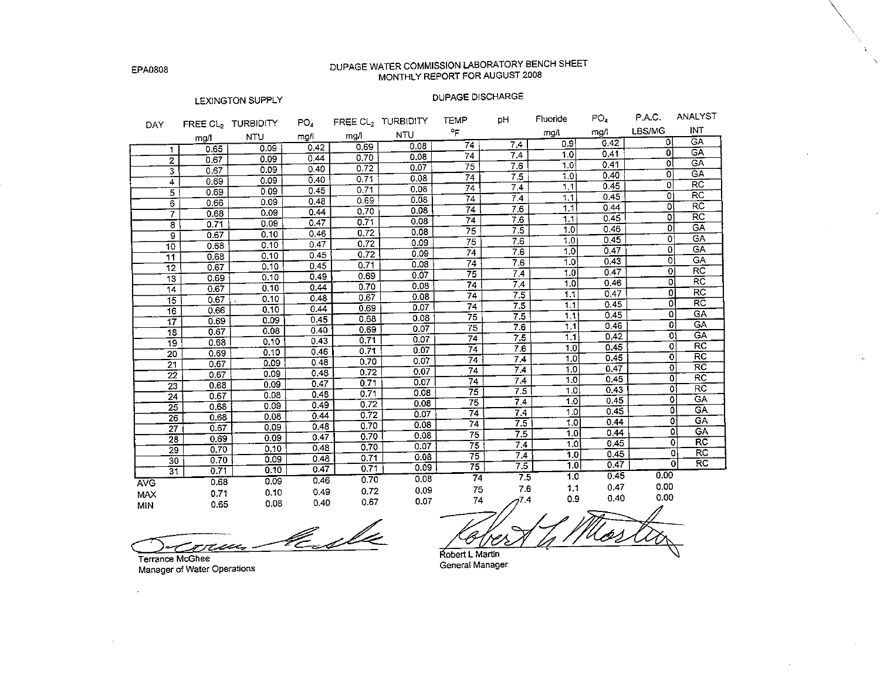EPA0808

# DUPAGE WATER COMMISSION LABORATORY BENCH SHEET
## MONTHLY REPORT FOR AUGUST 2008

| | LEXINGTON SUPPLY | | | DUPAGE DISCHARGE | | | | | | | |
|---|---|---|---|---|---|---|---|---|---|---|---|
| DAY | FREE $CL_2$ mg/l | TURBIDITY NTU | $PO_4$ mg/l | FREE $CL_2$ mg/l | TURBIDITY NTU | TEMP °F | pH | Fluoride mg/l | $PO_4$ mg/l | P.A.C. LBS/MG | ANALYST INT |
| 1 | 0.65 | 0.09 | 0.42 | 0.69 | 0.08 | 74 | 7.4 | 0.9 | 0.42 | 0 | GA |
| 2 | 0.67 | 0.09 | 0.44 | 0.70 | 0.08 | 74 | 7.4 | 1.0 | 0.41 | 0 | GA |
| 3 | 0.67 | 0.09 | 0.40 | 0.72 | 0.07 | 75 | 7.6 | 1.0 | 0.41 | 0 | GA |
| 4 | 0.69 | 0.09 | 0.40 | 0.71 | 0.08 | 74 | 7.5 | 1.0 | 0.40 | 0 | GA |
| 5 | 0.69 | 0.09 | 0.45 | 0.71 | 0.08 | 74 | 7.4 | 1.1 | 0.45 | 0 | RC |
| 6 | 0.66 | 0.09 | 0.48 | 0.69 | 0.08 | 74 | 7.4 | 1.1 | 0.45 | 0 | RC |
| 7 | 0.68 | 0.09 | 0.44 | 0.70 | 0.08 | 74 | 7.6 | 1.1 | 0.44 | 0 | RC |
| 8 | 0.71 | 0.09 | 0.47 | 0.71 | 0.08 | 74 | 7.6 | 1.1 | 0.45 | 0 | RC |
| 9 | 0.67 | 0.10 | 0.46 | 0.72 | 0.08 | 75 | 7.5 | 1.0 | 0.46 | 0 | GA |
| 10 | 0.68 | 0.10 | 0.47 | 0.72 | 0.09 | 75 | 7.6 | 1.0 | 0.45 | 0 | GA |
| 11 | 0.68 | 0.10 | 0.45 | 0.72 | 0.09 | 74 | 7.6 | 1.0 | 0.47 | 0 | GA |
| 12 | 0.67 | 0.10 | 0.45 | 0.71 | 0.08 | 74 | 7.6 | 1.0 | 0.43 | 0 | GA |
| 13 | 0.69 | 0.10 | 0.49 | 0.69 | 0.07 | 75 | 7.4 | 1.0 | 0.47 | 0 | RC |
| 14 | 0.67 | 0.10 | 0.44 | 0.70 | 0.08 | 74 | 7.4 | 1.0 | 0.46 | 0 | RC |
| 15 | 0.67 | 0.10 | 0.48 | 0.67 | 0.08 | 74 | 7.5 | 1.1 | 0.47 | 0 | RC |
| 16 | 0.66 | 0.10 | 0.44 | 0.69 | 0.07 | 74 | 7.5 | 1.1 | 0.45 | 0 | RC |
| 17 | 0.69 | 0.09 | 0.45 | 0.68 | 0.08 | 75 | 7.5 | 1.1 | 0.45 | 0 | GA |
| 18 | 0.67 | 0.08 | 0.40 | 0.69 | 0.07 | 75 | 7.6 | 1.1 | 0.46 | 0 | GA |
| 19 | 0.68 | 0.10 | 0.43 | 0.71 | 0.07 | 74 | 7.5 | 1.1 | 0.42 | 0 | GA |
| 20 | 0.69 | 0.10 | 0.46 | 0.71 | 0.07 | 74 | 7.6 | 1.0 | 0.45 | 0 | RC |
| 21 | 0.67 | 0.09 | 0.48 | 0.70 | 0.07 | 74 | 7.4 | 1.0 | 0.45 | 0 | RC |
| 22 | 0.67 | 0.09 | 0.48 | 0.72 | 0.07 | 74 | 7.4 | 1.0 | 0.47 | 0 | RC |
| 23 | 0.68 | 0.09 | 0.47 | 0.71 | 0.07 | 74 | 7.4 | 1.0 | 0.45 | 0 | RC |
| 24 | 0.67 | 0.08 | 0.48 | 0.71 | 0.08 | 75 | 7.5 | 1.0 | 0.43 | 0 | RC |
| 25 | 0.68 | 0.09 | 0.49 | 0.72 | 0.08 | 75 | 7.4 | 1.0 | 0.45 | 0 | GA |
| 26 | 0.68 | 0.08 | 0.44 | 0.72 | 0.07 | 74 | 7.4 | 1.0 | 0.45 | 0 | GA |
| 27 | 0.67 | 0.09 | 0.48 | 0.70 | 0.08 | 74 | 7.5 | 1.0 | 0.44 | 0 | GA |
| 28 | 0.69 | 0.09 | 0.47 | 0.70 | 0.08 | 75 | 7.5 | 1.0 | 0.44 | 0 | GA |
| 29 | 0.70 | 0.10 | 0.48 | 0.70 | 0.07 | 75 | 7.4 | 1.0 | 0.45 | 0 | RC |
| 30 | 0.70 | 0.09 | 0.48 | 0.71 | 0.08 | 75 | 7.4 | 1.0 | 0.45 | 0 | RC |
| 31 | 0.71 | 0.10 | 0.47 | 0.71 | 0.09 | 75 | 7.5 | 1.0 | 0.47 | 0 | RC |
| AVG | 0.68 | 0.09 | 0.46 | 0.70 | 0.08 | 74 | 7.5 | 1.0 | 0.45 | 0.00 | |
| MAX | 0.71 | 0.10 | 0.49 | 0.72 | 0.09 | 75 | 7.6 | 1.1 | 0.47 | 0.00 | |
| MIN | 0.65 | 0.08 | 0.40 | 0.67 | 0.07 | 74 | 7.4 | 0.9 | 0.40 | 0.00 | |

Terrance McGhee
Manager of Water Operations

Robert L Martin
General Manager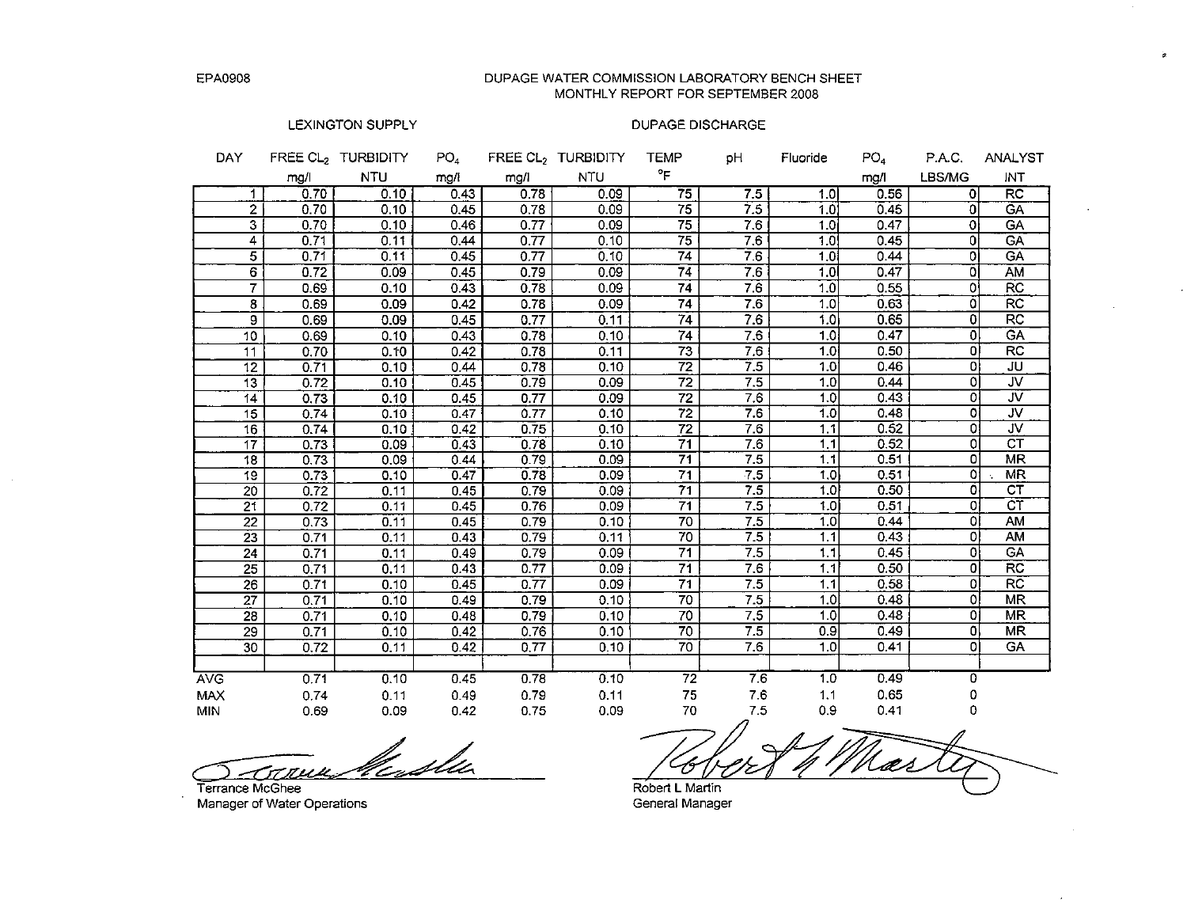EPA0908

# DUPAGE WATER COMMISSION LABORATORY BENCH SHEET
## MONTHLY REPORT FOR SEPTEMBER 2008

| DAY | LEXINGTON SUPPLY FREE $CL_2$ mg/l | LEXINGTON SUPPLY TURBIDITY NTU | LEXINGTON SUPPLY $PO_4$ mg/l | DUPAGE DISCHARGE FREE $CL_2$ mg/l | DUPAGE DISCHARGE TURBIDITY NTU | TEMP °F | pH | Fluoride | $PO_4$ mg/l | P.A.C. LBS/MG | ANALYST INT |
|---|---|---|---|---|---|---|---|---|---|---|---|
| 1 | 0.70 | 0.10 | 0.43 | 0.78 | 0.09 | 75 | 7.5 | 1.0 | 0.56 | 0 | RC |
| 2 | 0.70 | 0.10 | 0.45 | 0.78 | 0.09 | 75 | 7.5 | 1.0 | 0.45 | 0 | GA |
| 3 | 0.70 | 0.10 | 0.46 | 0.77 | 0.09 | 75 | 7.6 | 1.0 | 0.47 | 0 | GA |
| 4 | 0.71 | 0.11 | 0.44 | 0.77 | 0.10 | 75 | 7.6 | 1.0 | 0.45 | 0 | GA |
| 5 | 0.71 | 0.11 | 0.45 | 0.77 | 0.10 | 74 | 7.6 | 1.0 | 0.44 | 0 | GA |
| 6 | 0.72 | 0.09 | 0.45 | 0.79 | 0.09 | 74 | 7.6 | 1.0 | 0.47 | 0 | AM |
| 7 | 0.69 | 0.10 | 0.43 | 0.78 | 0.09 | 74 | 7.6 | 1.0 | 0.55 | 0 | RC |
| 8 | 0.69 | 0.09 | 0.42 | 0.78 | 0.09 | 74 | 7.6 | 1.0 | 0.63 | 0 | RC |
| 9 | 0.69 | 0.09 | 0.45 | 0.77 | 0.11 | 74 | 7.6 | 1.0 | 0.65 | 0 | RC |
| 10 | 0.69 | 0.10 | 0.43 | 0.78 | 0.10 | 74 | 7.6 | 1.0 | 0.47 | 0 | GA |
| 11 | 0.70 | 0.10 | 0.42 | 0.78 | 0.11 | 73 | 7.6 | 1.0 | 0.50 | 0 | RC |
| 12 | 0.71 | 0.10 | 0.44 | 0.78 | 0.10 | 72 | 7.5 | 1.0 | 0.46 | 0 | JU |
| 13 | 0.72 | 0.10 | 0.45 | 0.79 | 0.09 | 72 | 7.5 | 1.0 | 0.44 | 0 | JV |
| 14 | 0.73 | 0.10 | 0.45 | 0.77 | 0.09 | 72 | 7.6 | 1.0 | 0.43 | 0 | JV |
| 15 | 0.74 | 0.10 | 0.47 | 0.77 | 0.10 | 72 | 7.6 | 1.0 | 0.48 | 0 | JV |
| 16 | 0.74 | 0.10 | 0.42 | 0.75 | 0.10 | 72 | 7.6 | 1.1 | 0.52 | 0 | JV |
| 17 | 0.73 | 0.09 | 0.43 | 0.78 | 0.10 | 71 | 7.6 | 1.1 | 0.52 | 0 | CT |
| 18 | 0.73 | 0.09 | 0.44 | 0.79 | 0.09 | 71 | 7.5 | 1.1 | 0.51 | 0 | MR |
| 19 | 0.73 | 0.10 | 0.47 | 0.78 | 0.09 | 71 | 7.5 | 1.0 | 0.51 | 0 | MR |
| 20 | 0.72 | 0.11 | 0.45 | 0.79 | 0.09 | 71 | 7.5 | 1.0 | 0.50 | 0 | CT |
| 21 | 0.72 | 0.11 | 0.45 | 0.76 | 0.09 | 71 | 7.5 | 1.0 | 0.51 | 0 | CT |
| 22 | 0.73 | 0.11 | 0.45 | 0.79 | 0.10 | 70 | 7.5 | 1.0 | 0.44 | 0 | AM |
| 23 | 0.71 | 0.11 | 0.43 | 0.79 | 0.11 | 70 | 7.5 | 1.1 | 0.43 | 0 | AM |
| 24 | 0.71 | 0.11 | 0.49 | 0.79 | 0.09 | 71 | 7.5 | 1.1 | 0.45 | 0 | GA |
| 25 | 0.71 | 0.11 | 0.43 | 0.77 | 0.09 | 71 | 7.6 | 1.1 | 0.50 | 0 | RC |
| 26 | 0.71 | 0.10 | 0.45 | 0.77 | 0.09 | 71 | 7.5 | 1.1 | 0.58 | 0 | RC |
| 27 | 0.71 | 0.10 | 0.49 | 0.79 | 0.10 | 70 | 7.5 | 1.0 | 0.48 | 0 | MR |
| 28 | 0.71 | 0.10 | 0.48 | 0.79 | 0.10 | 70 | 7.5 | 1.0 | 0.48 | 0 | MR |
| 29 | 0.71 | 0.10 | 0.42 | 0.76 | 0.10 | 70 | 7.5 | 0.9 | 0.49 | 0 | MR |
| 30 | 0.72 | 0.11 | 0.42 | 0.77 | 0.10 | 70 | 7.6 | 1.0 | 0.41 | 0 | GA |
| AVG | 0.71 | 0.10 | 0.45 | 0.78 | 0.10 | 72 | 7.6 | 1.0 | 0.49 | 0 | |
| MAX | 0.74 | 0.11 | 0.49 | 0.79 | 0.11 | 75 | 7.6 | 1.1 | 0.65 | 0 | |
| MIN | 0.69 | 0.09 | 0.42 | 0.75 | 0.09 | 70 | 7.5 | 0.9 | 0.41 | 0 | |

Terrance McGhee
Manager of Water Operations

Robert L Martin
General Manager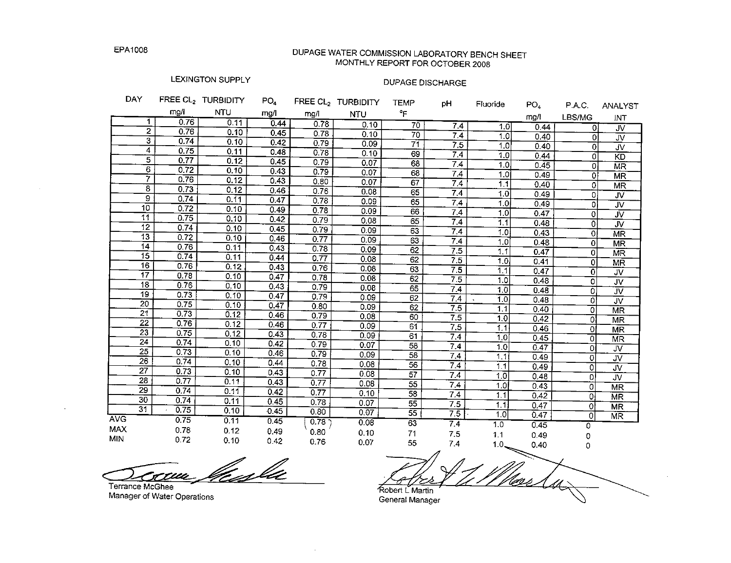EPA1008

# DUPAGE WATER COMMISSION LABORATORY BENCH SHEET
## MONTHLY REPORT FOR OCTOBER 2008

| | LEXINGTON SUPPLY | | | DUPAGE DISCHARGE | | | | | | | |
|---|---|---|---|---|---|---|---|---|---|---|---|
| DAY | FREE $CL_2$ mg/l | TURBIDITY NTU | $PO_4$ mg/l | FREE $CL_2$ mg/l | TURBIDITY NTU | TEMP °F | pH | Fluoride | $PO_4$ mg/l | P.A.C. LBS/MG | ANALYST INT |
| 1 | 0.76 | 0.11 | 0.44 | 0.78 | 0.10 | 70 | 7.4 | 1.0 | 0.44 | 0 | JV |
| 2 | 0.76 | 0.10 | 0.45 | 0.78 | 0.10 | 70 | 7.4 | 1.0 | 0.40 | 0 | JV |
| 3 | 0.74 | 0.10 | 0.42 | 0.79 | 0.09 | 71 | 7.5 | 1.0 | 0.40 | 0 | JV |
| 4 | 0.75 | 0.11 | 0.48 | 0.78 | 0.10 | 69 | 7.4 | 1.0 | 0.44 | 0 | KD |
| 5 | 0.77 | 0.12 | 0.45 | 0.79 | 0.07 | 68 | 7.4 | 1.0 | 0.45 | 0 | MR |
| 6 | 0.72 | 0.10 | 0.43 | 0.79 | 0.07 | 68 | 7.4 | 1.0 | 0.49 | 0 | MR |
| 7 | 0.76 | 0.12 | 0.43 | 0.80 | 0.07 | 67 | 7.4 | 1.1 | 0.40 | 0 | MR |
| 8 | 0.73 | 0.12 | 0.46 | 0.76 | 0.08 | 65 | 7.4 | 1.0 | 0.49 | 0 | JV |
| 9 | 0.74 | 0.11 | 0.47 | 0.78 | 0.09 | 65 | 7.4 | 1.0 | 0.49 | 0 | JV |
| 10 | 0.72 | 0.10 | 0.49 | 0.78 | 0.09 | 66 | 7.4 | 1.0 | 0.47 | 0 | JV |
| 11 | 0.75 | 0.10 | 0.42 | 0.79 | 0.08 | 65 | 7.4 | 1.1 | 0.48 | 0 | JV |
| 12 | 0.74 | 0.10 | 0.45 | 0.79 | 0.09 | 63 | 7.4 | 1.0 | 0.43 | 0 | MR |
| 13 | 0.72 | 0.10 | 0.46 | 0.77 | 0.09 | 63 | 7.4 | 1.0 | 0.48 | 0 | MR |
| 14 | 0.76 | 0.11 | 0.43 | 0.78 | 0.09 | 62 | 7.5 | 1.1 | 0.47 | 0 | MR |
| 15 | 0.74 | 0.11 | 0.44 | 0.77 | 0.08 | 62 | 7.5 | 1.0 | 0.41 | 0 | MR |
| 16 | 0.76 | 0.12 | 0.43 | 0.76 | 0.08 | 63 | 7.5 | 1.1 | 0.47 | 0 | JV |
| 17 | 0.78 | 0.10 | 0.47 | 0.78 | 0.08 | 62 | 7.5 | 1.0 | 0.48 | 0 | JV |
| 18 | 0.76 | 0.10 | 0.43 | 0.79 | 0.08 | 65 | 7.4 | 1.0 | 0.48 | 0 | JV |
| 19 | 0.73 | 0.10 | 0.47 | 0.79 | 0.09 | 62 | 7.4 | 1.0 | 0.48 | 0 | JV |
| 20 | 0.75 | 0.10 | 0.47 | 0.80 | 0.09 | 62 | 7.5 | 1.1 | 0.40 | 0 | MR |
| 21 | 0.73 | 0.12 | 0.46 | 0.79 | 0.08 | 60 | 7.5 | 1.0 | 0.42 | 0 | MR |
| 22 | 0.76 | 0.12 | 0.46 | 0.77 | 0.09 | 61 | 7.5 | 1.1 | 0.46 | 0 | MR |
| 23 | 0.75 | 0.12 | 0.43 | 0.78 | 0.09 | 61 | 7.4 | 1.0 | 0.45 | 0 | MR |
| 24 | 0.74 | 0.10 | 0.42 | 0.79 | 0.07 | 58 | 7.4 | 1.0 | 0.47 | 0 | JV |
| 25 | 0.73 | 0.10 | 0.46 | 0.79 | 0.09 | 58 | 7.4 | 1.1 | 0.49 | 0 | JV |
| 26 | 0.74 | 0.10 | 0.44 | 0.78 | 0.08 | 56 | 7.4 | 1.1 | 0.49 | 0 | JV |
| 27 | 0.73 | 0.10 | 0.43 | 0.77 | 0.08 | 57 | 7.4 | 1.0 | 0.48 | 0 | JV |
| 28 | 0.77 | 0.11 | 0.43 | 0.77 | 0.08 | 55 | 7.4 | 1.0 | 0.43 | 0 | MR |
| 29 | 0.74 | 0.11 | 0.42 | 0.77 | 0.10 | 58 | 7.4 | 1.1 | 0.42 | 0 | MR |
| 30 | 0.74 | 0.11 | 0.45 | 0.78 | 0.07 | 55 | 7.5 | 1.1 | 0.47 | 0 | MR |
| 31 | 0.75 | 0.10 | 0.45 | 0.80 | 0.07 | 55 | 7.5 | 1.0 | 0.47 | 0 | MR |
| AVG | 0.75 | 0.11 | 0.45 | 0.78 | 0.08 | 63 | 7.4 | 1.0 | 0.45 | 0 | |
| MAX | 0.78 | 0.12 | 0.49 | 0.80 | 0.10 | 71 | 7.5 | 1.1 | 0.49 | 0 | |
| MIN | 0.72 | 0.10 | 0.42 | 0.76 | 0.07 | 55 | 7.4 | 1.0 | 0.40 | 0 | |

Terrance McGhee
Manager of Water Operations

Robert L Martin
General Manager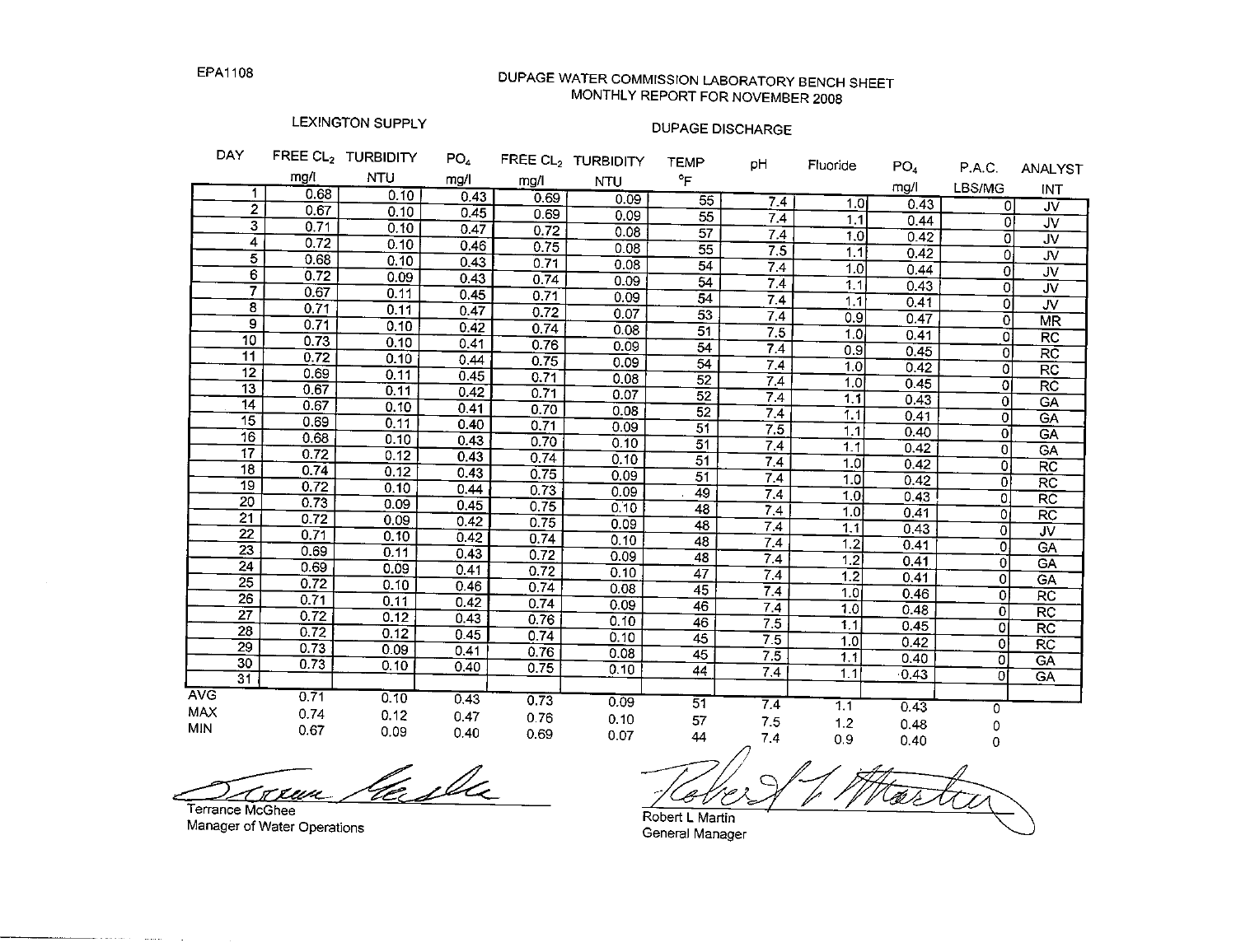EPA1108

# DUPAGE WATER COMMISSION LABORATORY BENCH SHEET
## MONTHLY REPORT FOR NOVEMBER 2008

| | LEXINGTON SUPPLY | | | DUPAGE DISCHARGE | | | | | | | |
|---|---|---|---|---|---|---|---|---|---|---|---|
| DAY | FREE $CL_2$ mg/l | TURBIDITY NTU | $PO_4$ mg/l | FREE $CL_2$ mg/l | TURBIDITY NTU | TEMP °F | pH | Fluoride | $PO_4$ mg/l | P.A.C. LBS/MG | ANALYST INT |
| 1 | 0.68 | 0.10 | 0.43 | 0.69 | 0.09 | 55 | 7.4 | 1.0 | 0.43 | 0 | JV |
| 2 | 0.67 | 0.10 | 0.45 | 0.69 | 0.09 | 55 | 7.4 | 1.1 | 0.44 | 0 | JV |
| 3 | 0.71 | 0.10 | 0.47 | 0.72 | 0.08 | 57 | 7.4 | 1.0 | 0.42 | 0 | JV |
| 4 | 0.72 | 0.10 | 0.46 | 0.75 | 0.08 | 55 | 7.5 | 1.1 | 0.42 | 0 | JV |
| 5 | 0.68 | 0.10 | 0.43 | 0.71 | 0.08 | 54 | 7.4 | 1.0 | 0.44 | 0 | JV |
| 6 | 0.72 | 0.09 | 0.43 | 0.74 | 0.09 | 54 | 7.4 | 1.1 | 0.43 | 0 | JV |
| 7 | 0.67 | 0.11 | 0.45 | 0.71 | 0.09 | 54 | 7.4 | 1.1 | 0.41 | 0 | JV |
| 8 | 0.71 | 0.11 | 0.47 | 0.72 | 0.07 | 53 | 7.4 | 0.9 | 0.47 | 0 | MR |
| 9 | 0.71 | 0.10 | 0.42 | 0.74 | 0.08 | 51 | 7.5 | 1.0 | 0.41 | 0 | RC |
| 10 | 0.73 | 0.10 | 0.41 | 0.76 | 0.09 | 54 | 7.4 | 0.9 | 0.45 | 0 | RC |
| 11 | 0.72 | 0.10 | 0.44 | 0.75 | 0.09 | 54 | 7.4 | 1.0 | 0.42 | 0 | RC |
| 12 | 0.69 | 0.11 | 0.45 | 0.71 | 0.08 | 52 | 7.4 | 1.0 | 0.45 | 0 | RC |
| 13 | 0.67 | 0.11 | 0.42 | 0.71 | 0.07 | 52 | 7.4 | 1.1 | 0.43 | 0 | GA |
| 14 | 0.67 | 0.10 | 0.41 | 0.70 | 0.08 | 52 | 7.4 | 1.1 | 0.41 | 0 | GA |
| 15 | 0.69 | 0.11 | 0.40 | 0.71 | 0.09 | 51 | 7.5 | 1.1 | 0.40 | 0 | GA |
| 16 | 0.68 | 0.10 | 0.43 | 0.70 | 0.10 | 51 | 7.4 | 1.1 | 0.42 | 0 | GA |
| 17 | 0.72 | 0.12 | 0.43 | 0.74 | 0.10 | 51 | 7.4 | 1.0 | 0.42 | 0 | RC |
| 18 | 0.74 | 0.12 | 0.43 | 0.75 | 0.09 | 51 | 7.4 | 1.0 | 0.42 | 0 | RC |
| 19 | 0.72 | 0.10 | 0.44 | 0.73 | 0.09 | 49 | 7.4 | 1.0 | 0.43 | 0 | RC |
| 20 | 0.73 | 0.09 | 0.45 | 0.75 | 0.10 | 48 | 7.4 | 1.0 | 0.41 | 0 | RC |
| 21 | 0.72 | 0.09 | 0.42 | 0.75 | 0.09 | 48 | 7.4 | 1.1 | 0.43 | 0 | JV |
| 22 | 0.71 | 0.10 | 0.42 | 0.74 | 0.10 | 48 | 7.4 | 1.2 | 0.41 | 0 | GA |
| 23 | 0.69 | 0.11 | 0.43 | 0.72 | 0.09 | 48 | 7.4 | 1.2 | 0.41 | 0 | GA |
| 24 | 0.69 | 0.09 | 0.41 | 0.72 | 0.10 | 47 | 7.4 | 1.2 | 0.41 | 0 | GA |
| 25 | 0.72 | 0.10 | 0.46 | 0.74 | 0.08 | 45 | 7.4 | 1.0 | 0.46 | 0 | RC |
| 26 | 0.71 | 0.11 | 0.42 | 0.74 | 0.09 | 46 | 7.4 | 1.0 | 0.48 | 0 | RC |
| 27 | 0.72 | 0.12 | 0.43 | 0.76 | 0.10 | 46 | 7.5 | 1.1 | 0.45 | 0 | RC |
| 28 | 0.72 | 0.12 | 0.45 | 0.74 | 0.10 | 45 | 7.5 | 1.0 | 0.42 | 0 | RC |
| 29 | 0.73 | 0.09 | 0.41 | 0.76 | 0.08 | 45 | 7.5 | 1.1 | 0.40 | 0 | GA |
| 30 | 0.73 | 0.10 | 0.40 | 0.75 | 0.10 | 44 | 7.4 | 1.1 | 0.43 | 0 | GA |
| 31 | | | | | | | | | | | |
| AVG | 0.71 | 0.10 | 0.43 | 0.73 | 0.09 | 51 | 7.4 | 1.1 | 0.43 | 0 | |
| MAX | 0.74 | 0.12 | 0.47 | 0.76 | 0.10 | 57 | 7.5 | 1.2 | 0.48 | 0 | |
| MIN | 0.67 | 0.09 | 0.40 | 0.69 | 0.07 | 44 | 7.4 | 0.9 | 0.40 | 0 | |

Terrance McGhee
Manager of Water Operations

Robert L Martin
General Manager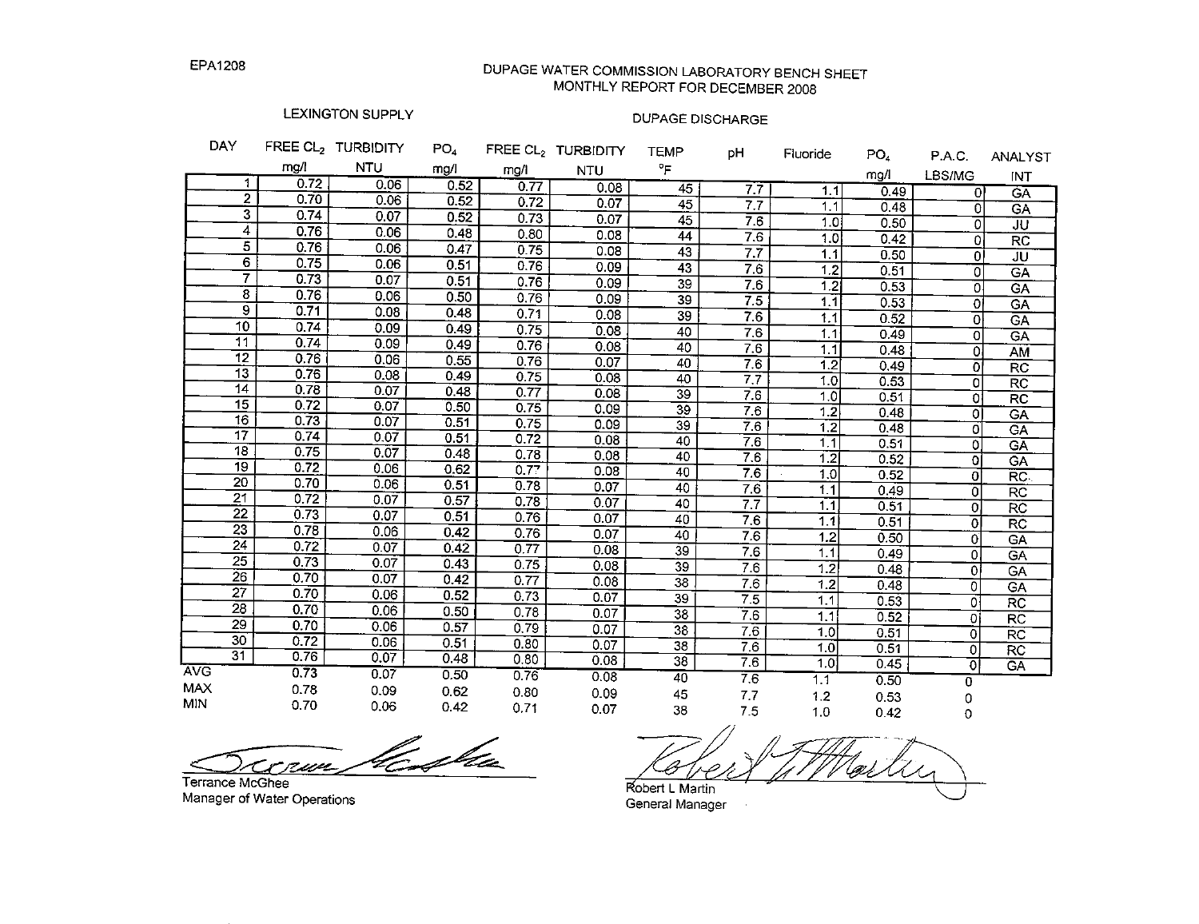EPA1208

# DUPAGE WATER COMMISSION LABORATORY BENCH SHEET
## MONTHLY REPORT FOR DECEMBER 2008

| | LEXINGTON SUPPLY | | | DUPAGE DISCHARGE | | | | | | | |
|---|---|---|---|---|---|---|---|---|---|---|---|
| DAY | FREE $CL_2$ mg/l | TURBIDITY NTU | $PO_4$ mg/l | FREE $CL_2$ mg/l | TURBIDITY NTU | TEMP °F | pH | Fluoride | $PO_4$ mg/l | P.A.C. LBS/MG | ANALYST INT |
| 1 | 0.72 | 0.06 | 0.52 | 0.77 | 0.08 | 45 | 7.7 | 1.1 | 0.49 | 0 | GA |
| 2 | 0.70 | 0.06 | 0.52 | 0.72 | 0.07 | 45 | 7.7 | 1.1 | 0.48 | 0 | GA |
| 3 | 0.74 | 0.07 | 0.52 | 0.73 | 0.07 | 45 | 7.6 | 1.0 | 0.50 | 0 | JU |
| 4 | 0.76 | 0.06 | 0.48 | 0.80 | 0.08 | 44 | 7.6 | 1.0 | 0.42 | 0 | RC |
| 5 | 0.76 | 0.06 | 0.47 | 0.75 | 0.08 | 43 | 7.7 | 1.1 | 0.50 | 0 | JU |
| 6 | 0.75 | 0.06 | 0.51 | 0.76 | 0.09 | 43 | 7.6 | 1.2 | 0.51 | 0 | GA |
| 7 | 0.73 | 0.07 | 0.51 | 0.76 | 0.09 | 39 | 7.6 | 1.2 | 0.53 | 0 | GA |
| 8 | 0.76 | 0.06 | 0.50 | 0.76 | 0.09 | 39 | 7.5 | 1.1 | 0.53 | 0 | GA |
| 9 | 0.71 | 0.08 | 0.48 | 0.71 | 0.08 | 39 | 7.6 | 1.1 | 0.52 | 0 | GA |
| 10 | 0.74 | 0.09 | 0.49 | 0.75 | 0.08 | 40 | 7.6 | 1.1 | 0.49 | 0 | GA |
| 11 | 0.74 | 0.09 | 0.49 | 0.76 | 0.08 | 40 | 7.6 | 1.1 | 0.48 | 0 | AM |
| 12 | 0.76 | 0.06 | 0.55 | 0.76 | 0.07 | 40 | 7.6 | 1.2 | 0.49 | 0 | RC |
| 13 | 0.76 | 0.08 | 0.49 | 0.75 | 0.08 | 40 | 7.7 | 1.0 | 0.53 | 0 | RC |
| 14 | 0.78 | 0.07 | 0.48 | 0.77 | 0.08 | 39 | 7.6 | 1.0 | 0.51 | 0 | RC |
| 15 | 0.72 | 0.07 | 0.50 | 0.75 | 0.09 | 39 | 7.6 | 1.2 | 0.48 | 0 | GA |
| 16 | 0.73 | 0.07 | 0.51 | 0.75 | 0.09 | 39 | 7.6 | 1.2 | 0.48 | 0 | GA |
| 17 | 0.74 | 0.07 | 0.51 | 0.72 | 0.08 | 40 | 7.6 | 1.1 | 0.51 | 0 | GA |
| 18 | 0.75 | 0.07 | 0.48 | 0.78 | 0.08 | 40 | 7.6 | 1.2 | 0.52 | 0 | GA |
| 19 | 0.72 | 0.06 | 0.62 | 0.77 | 0.08 | 40 | 7.6 | 1.0 | 0.52 | 0 | RC |
| 20 | 0.70 | 0.06 | 0.51 | 0.78 | 0.07 | 40 | 7.6 | 1.1 | 0.49 | 0 | RC |
| 21 | 0.72 | 0.07 | 0.57 | 0.78 | 0.07 | 40 | 7.7 | 1.1 | 0.51 | 0 | RC |
| 22 | 0.73 | 0.07 | 0.51 | 0.76 | 0.07 | 40 | 7.6 | 1.1 | 0.51 | 0 | RC |
| 23 | 0.78 | 0.06 | 0.42 | 0.76 | 0.07 | 40 | 7.6 | 1.2 | 0.50 | 0 | GA |
| 24 | 0.72 | 0.07 | 0.42 | 0.77 | 0.08 | 39 | 7.6 | 1.1 | 0.49 | 0 | GA |
| 25 | 0.73 | 0.07 | 0.43 | 0.75 | 0.08 | 39 | 7.6 | 1.2 | 0.48 | 0 | GA |
| 26 | 0.70 | 0.07 | 0.42 | 0.77 | 0.08 | 38 | 7.6 | 1.2 | 0.48 | 0 | GA |
| 27 | 0.70 | 0.06 | 0.52 | 0.73 | 0.07 | 39 | 7.5 | 1.1 | 0.53 | 0 | RC |
| 28 | 0.70 | 0.06 | 0.50 | 0.78 | 0.07 | 38 | 7.6 | 1.1 | 0.52 | 0 | RC |
| 29 | 0.70 | 0.06 | 0.57 | 0.79 | 0.07 | 38 | 7.6 | 1.0 | 0.51 | 0 | RC |
| 30 | 0.72 | 0.06 | 0.51 | 0.80 | 0.07 | 38 | 7.6 | 1.0 | 0.51 | 0 | RC |
| 31 | 0.76 | 0.07 | 0.48 | 0.80 | 0.08 | 38 | 7.6 | 1.0 | 0.45 | 0 | GA |
| AVG | 0.73 | 0.07 | 0.50 | 0.76 | 0.08 | 40 | 7.6 | 1.1 | 0.50 | 0 | |
| MAX | 0.78 | 0.09 | 0.62 | 0.80 | 0.09 | 45 | 7.7 | 1.2 | 0.53 | 0 | |
| MIN | 0.70 | 0.06 | 0.42 | 0.71 | 0.07 | 38 | 7.5 | 1.0 | 0.42 | 0 | |

Terrance McGhee
Manager of Water Operations

Robert L Martin
General Manager